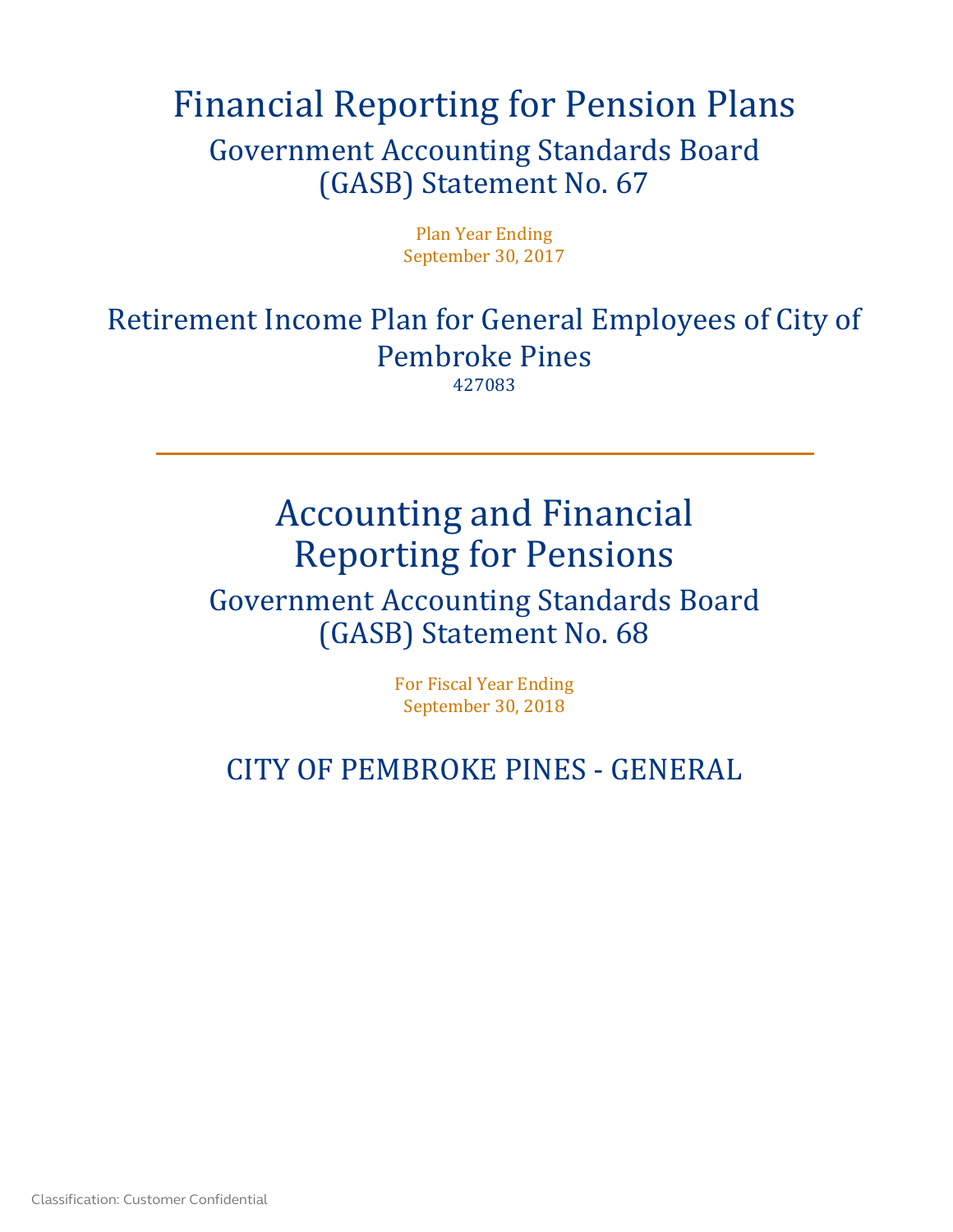# Financial Reporting for Pension Plans

## Government Accounting Standards Board (GASB) Statement No. 67

Plan Year Ending
September 30, 2017

## Retirement Income Plan for General Employees of City of Pembroke Pines

427083

---

# Accounting and Financial Reporting for Pensions

## Government Accounting Standards Board (GASB) Statement No. 68

For Fiscal Year Ending
September 30, 2018

## CITY OF PEMBROKE PINES - GENERAL

Classification: Customer Confidential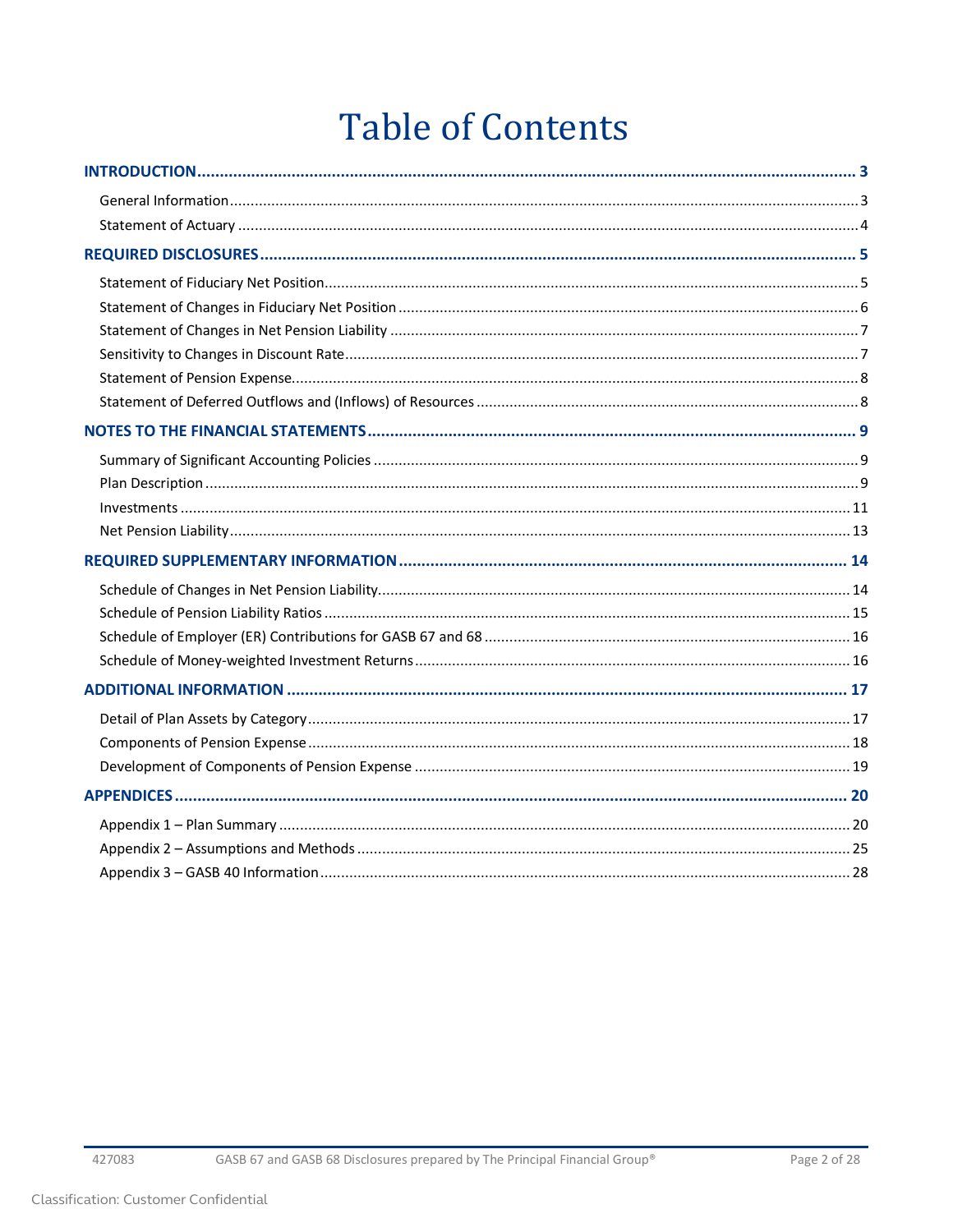# Table of Contents

| | |
|---|---|
| **INTRODUCTION** | **3** |
| General Information | 3 |
| Statement of Actuary | 4 |
| **REQUIRED DISCLOSURES** | **5** |
| Statement of Fiduciary Net Position | 5 |
| Statement of Changes in Fiduciary Net Position | 6 |
| Statement of Changes in Net Pension Liability | 7 |
| Sensitivity to Changes in Discount Rate | 7 |
| Statement of Pension Expense | 8 |
| Statement of Deferred Outflows and (Inflows) of Resources | 8 |
| **NOTES TO THE FINANCIAL STATEMENTS** | **9** |
| Summary of Significant Accounting Policies | 9 |
| Plan Description | 9 |
| Investments | 11 |
| Net Pension Liability | 13 |
| **REQUIRED SUPPLEMENTARY INFORMATION** | **14** |
| Schedule of Changes in Net Pension Liability | 14 |
| Schedule of Pension Liability Ratios | 15 |
| Schedule of Employer (ER) Contributions for GASB 67 and 68 | 16 |
| Schedule of Money-weighted Investment Returns | 16 |
| **ADDITIONAL INFORMATION** | **17** |
| Detail of Plan Assets by Category | 17 |
| Components of Pension Expense | 18 |
| Development of Components of Pension Expense | 19 |
| **APPENDICES** | **20** |
| Appendix 1 – Plan Summary | 20 |
| Appendix 2 – Assumptions and Methods | 25 |
| Appendix 3 – GASB 40 Information | 28 |

427083 GASB 67 and GASB 68 Disclosures prepared by The Principal Financial Group®

Classification: Customer Confidential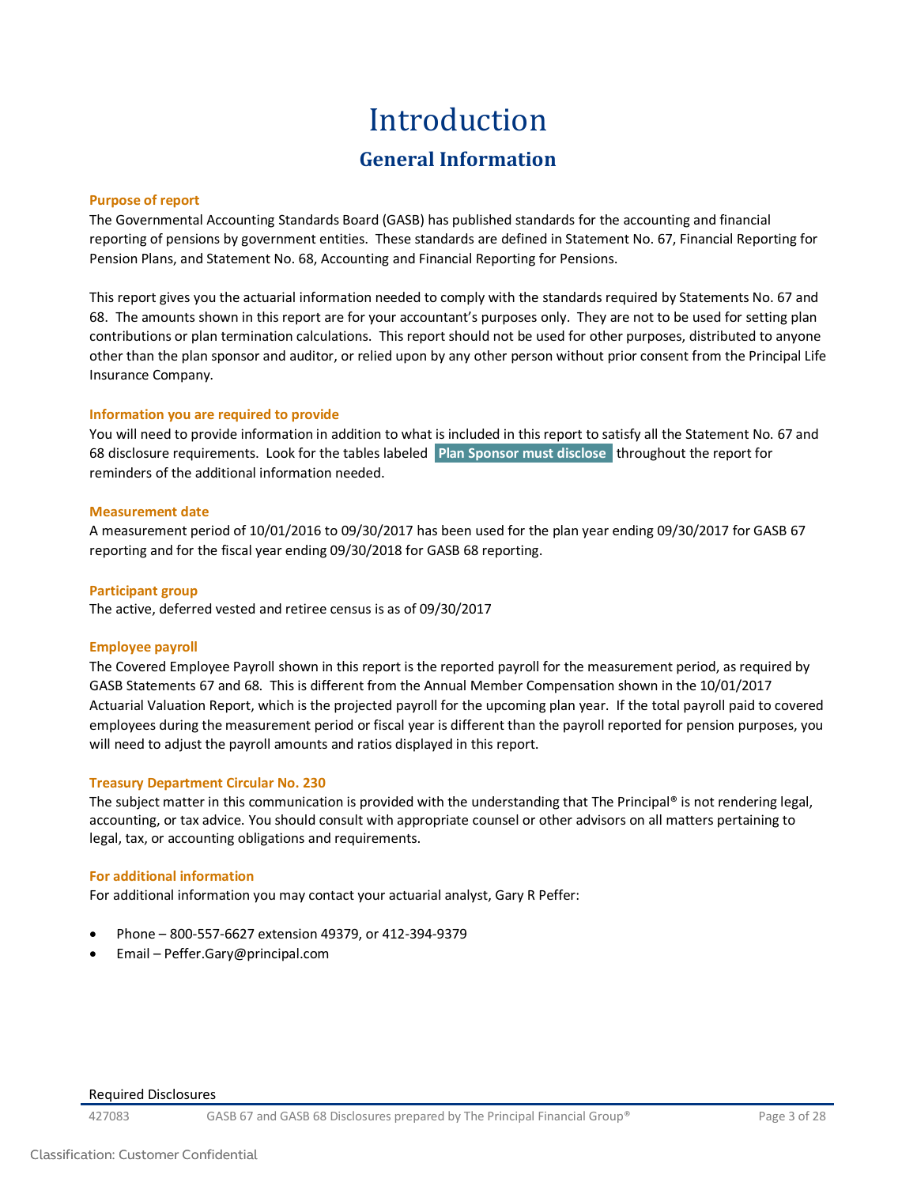# Introduction

## General Information

### Purpose of report

The Governmental Accounting Standards Board (GASB) has published standards for the accounting and financial reporting of pensions by government entities. These standards are defined in Statement No. 67, Financial Reporting for Pension Plans, and Statement No. 68, Accounting and Financial Reporting for Pensions.

This report gives you the actuarial information needed to comply with the standards required by Statements No. 67 and 68. The amounts shown in this report are for your accountant's purposes only. They are not to be used for setting plan contributions or plan termination calculations. This report should not be used for other purposes, distributed to anyone other than the plan sponsor and auditor, or relied upon by any other person without prior consent from the Principal Life Insurance Company.

### Information you are required to provide

You will need to provide information in addition to what is included in this report to satisfy all the Statement No. 67 and 68 disclosure requirements. Look for the tables labeled **Plan Sponsor must disclose** throughout the report for reminders of the additional information needed.

### Measurement date

A measurement period of 10/01/2016 to 09/30/2017 has been used for the plan year ending 09/30/2017 for GASB 67 reporting and for the fiscal year ending 09/30/2018 for GASB 68 reporting.

### Participant group

The active, deferred vested and retiree census is as of 09/30/2017

### Employee payroll

The Covered Employee Payroll shown in this report is the reported payroll for the measurement period, as required by GASB Statements 67 and 68. This is different from the Annual Member Compensation shown in the 10/01/2017 Actuarial Valuation Report, which is the projected payroll for the upcoming plan year. If the total payroll paid to covered employees during the measurement period or fiscal year is different than the payroll reported for pension purposes, you will need to adjust the payroll amounts and ratios displayed in this report.

### Treasury Department Circular No. 230

The subject matter in this communication is provided with the understanding that The Principal® is not rendering legal, accounting, or tax advice. You should consult with appropriate counsel or other advisors on all matters pertaining to legal, tax, or accounting obligations and requirements.

### For additional information

For additional information you may contact your actuarial analyst, Gary R Peffer:

- Phone – 800-557-6627 extension 49379, or 412-394-9379
- Email – Peffer.Gary@principal.com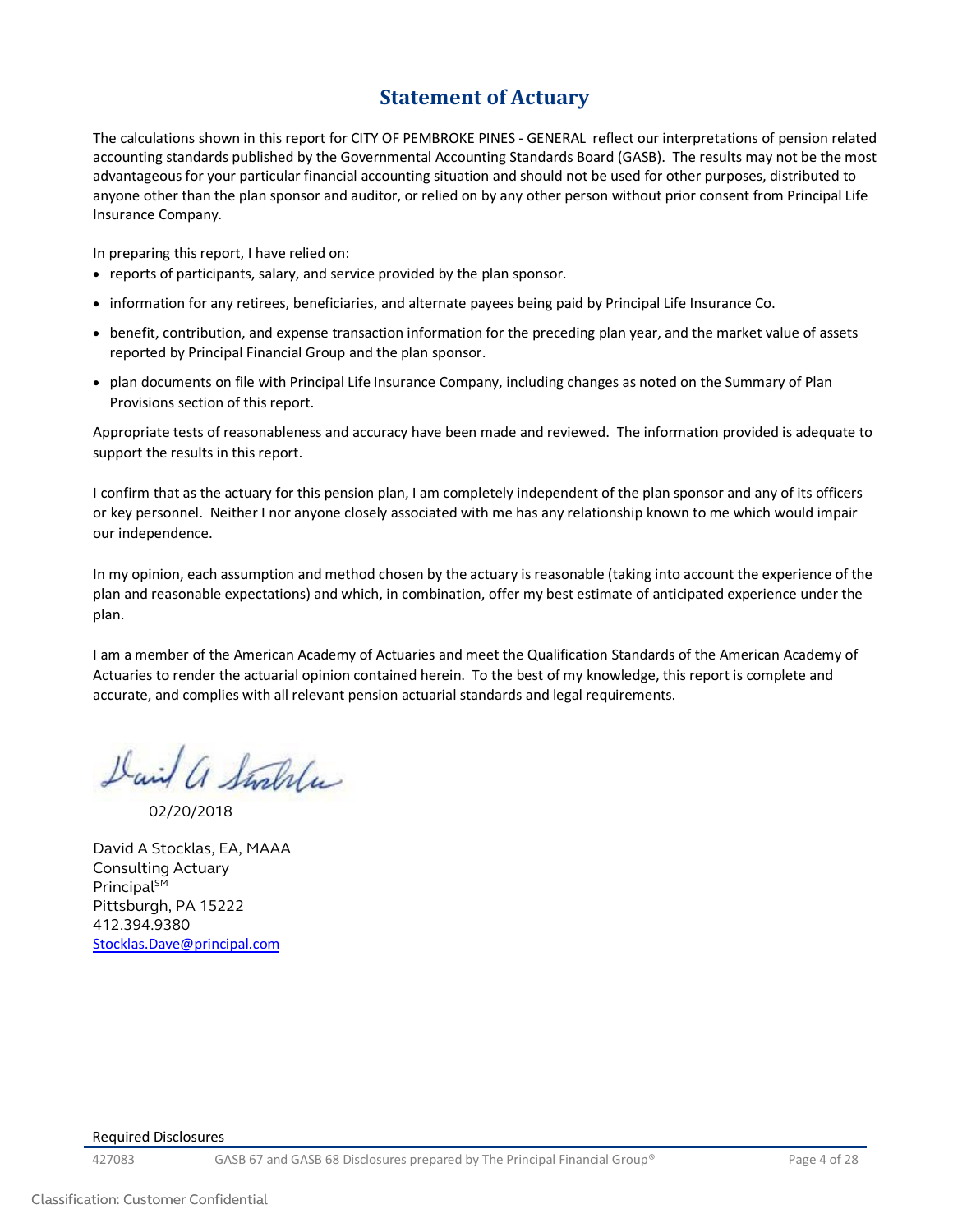# Statement of Actuary

The calculations shown in this report for CITY OF PEMBROKE PINES - GENERAL reflect our interpretations of pension related accounting standards published by the Governmental Accounting Standards Board (GASB). The results may not be the most advantageous for your particular financial accounting situation and should not be used for other purposes, distributed to anyone other than the plan sponsor and auditor, or relied on by any other person without prior consent from Principal Life Insurance Company.

In preparing this report, I have relied on:

- reports of participants, salary, and service provided by the plan sponsor.
- information for any retirees, beneficiaries, and alternate payees being paid by Principal Life Insurance Co.
- benefit, contribution, and expense transaction information for the preceding plan year, and the market value of assets reported by Principal Financial Group and the plan sponsor.
- plan documents on file with Principal Life Insurance Company, including changes as noted on the Summary of Plan Provisions section of this report.

Appropriate tests of reasonableness and accuracy have been made and reviewed. The information provided is adequate to support the results in this report.

I confirm that as the actuary for this pension plan, I am completely independent of the plan sponsor and any of its officers or key personnel. Neither I nor anyone closely associated with me has any relationship known to me which would impair our independence.

In my opinion, each assumption and method chosen by the actuary is reasonable (taking into account the experience of the plan and reasonable expectations) and which, in combination, offer my best estimate of anticipated experience under the plan.

I am a member of the American Academy of Actuaries and meet the Qualification Standards of the American Academy of Actuaries to render the actuarial opinion contained herein. To the best of my knowledge, this report is complete and accurate, and complies with all relevant pension actuarial standards and legal requirements.

David A Stocklas

02/20/2018

David A Stocklas, EA, MAAA
Consulting Actuary
Principal[SM]
Pittsburgh, PA 15222
412.394.9380
Stocklas.Dave@principal.com

Required Disclosures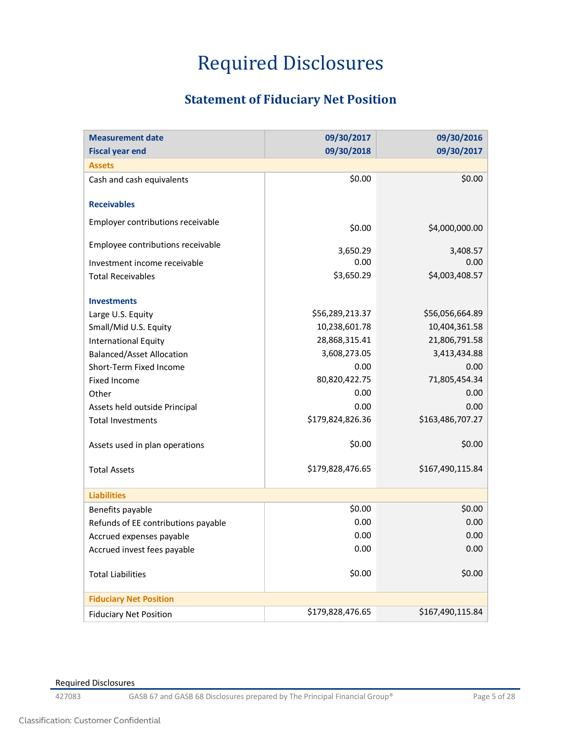# Required Disclosures

## Statement of Fiduciary Net Position

| Measurement date<br>Fiscal year end | 09/30/2017<br>09/30/2018 | 09/30/2016<br>09/30/2017 |
|---|---|---|
| **Assets** | | |
| Cash and cash equivalents | $0.00 | $0.00 |
| **Receivables** | | |
| Employer contributions receivable | $0.00 | $4,000,000.00 |
| Employee contributions receivable | 3,650.29 | 3,408.57 |
| Investment income receivable | 0.00 | 0.00 |
| Total Receivables | $3,650.29 | $4,003,408.57 |
| **Investments** | | |
| Large U.S. Equity | $56,289,213.37 | $56,056,664.89 |
| Small/Mid U.S. Equity | 10,238,601.78 | 10,404,361.58 |
| International Equity | 28,868,315.41 | 21,806,791.58 |
| Balanced/Asset Allocation | 3,608,273.05 | 3,413,434.88 |
| Short-Term Fixed Income | 0.00 | 0.00 |
| Fixed Income | 80,820,422.75 | 71,805,454.34 |
| Other | 0.00 | 0.00 |
| Assets held outside Principal | 0.00 | 0.00 |
| Total Investments | $179,824,826.36 | $163,486,707.27 |
| Assets used in plan operations | $0.00 | $0.00 |
| Total Assets | $179,828,476.65 | $167,490,115.84 |
| **Liabilities** | | |
| Benefits payable | $0.00 | $0.00 |
| Refunds of EE contributions payable | 0.00 | 0.00 |
| Accrued expenses payable | 0.00 | 0.00 |
| Accrued invest fees payable | 0.00 | 0.00 |
| Total Liabilities | $0.00 | $0.00 |
| **Fiduciary Net Position** | | |
| Fiduciary Net Position | $179,828,476.65 | $167,490,115.84 |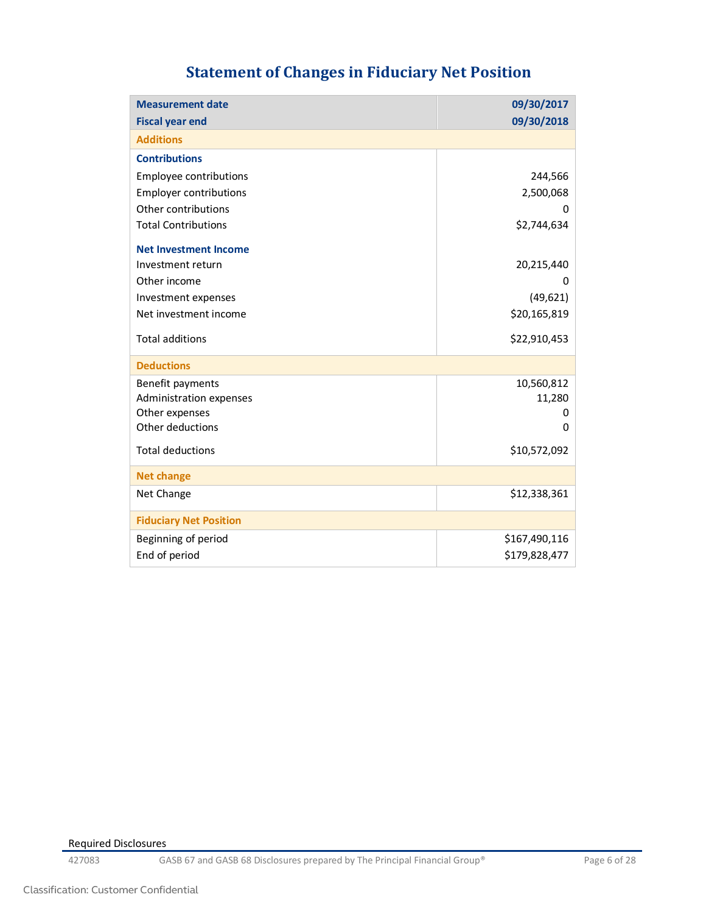# Statement of Changes in Fiduciary Net Position

| Measurement date | 09/30/2017 |
|---|---|
| **Fiscal year end** | **09/30/2018** |
| **Additions** | |
| **Contributions** | |
| Employee contributions | 244,566 |
| Employer contributions | 2,500,068 |
| Other contributions | 0 |
| Total Contributions | $2,744,634 |
| **Net Investment Income** | |
| Investment return | 20,215,440 |
| Other income | 0 |
| Investment expenses | (49,621) |
| Net investment income | $20,165,819 |
| Total additions | $22,910,453 |
| **Deductions** | |
| Benefit payments | 10,560,812 |
| Administration expenses | 11,280 |
| Other expenses | 0 |
| Other deductions | 0 |
| Total deductions | $10,572,092 |
| **Net change** | |
| Net Change | $12,338,361 |
| **Fiduciary Net Position** | |
| Beginning of period | $167,490,116 |
| End of period | $179,828,477 |

Required Disclosures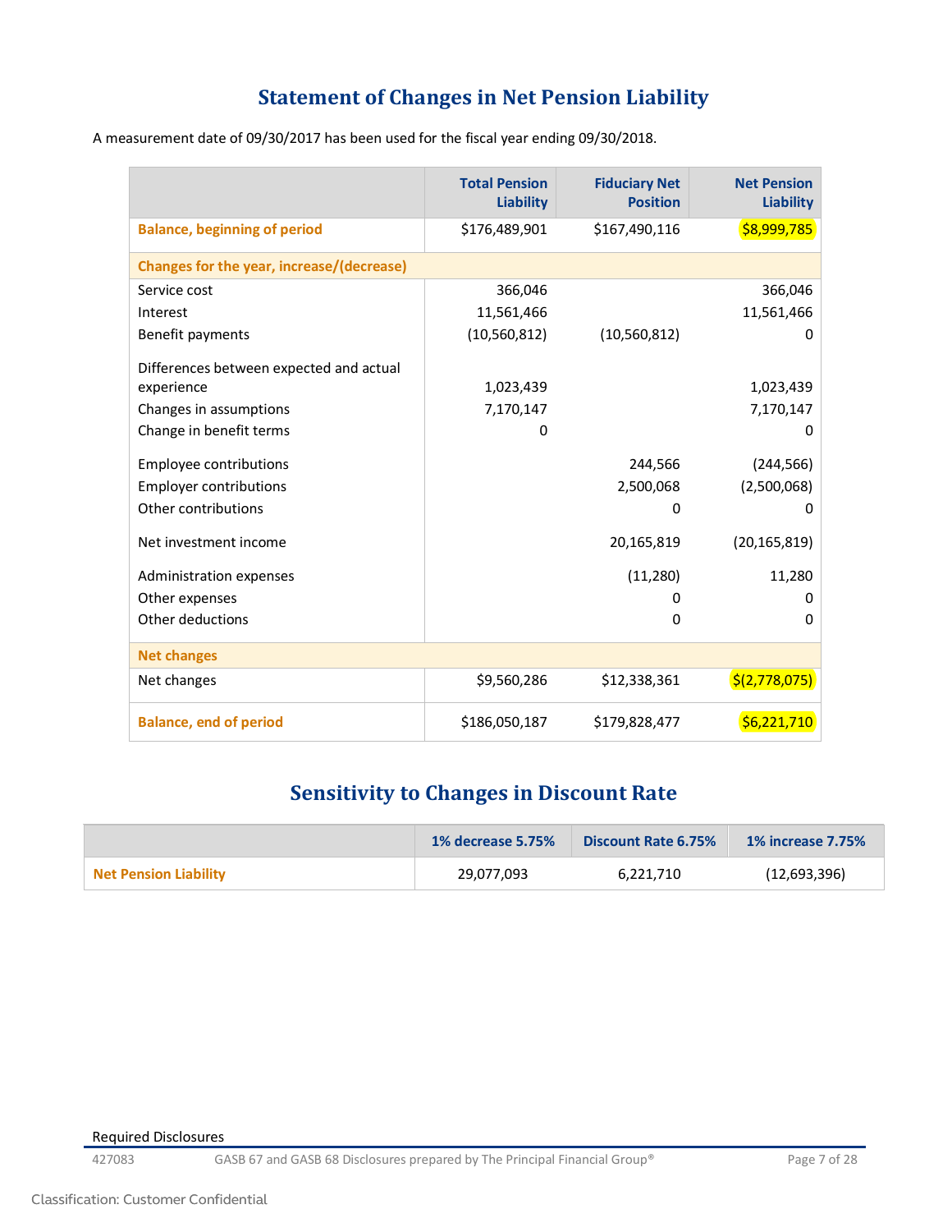# Statement of Changes in Net Pension Liability

A measurement date of 09/30/2017 has been used for the fiscal year ending 09/30/2018.

| | Total Pension Liability | Fiduciary Net Position | Net Pension Liability |
|---|---|---|---|
| **Balance, beginning of period** | $176,489,901 | $167,490,116 | $8,999,785 |
| **Changes for the year, increase/(decrease)** | | | |
| Service cost | 366,046 | | 366,046 |
| Interest | 11,561,466 | | 11,561,466 |
| Benefit payments | (10,560,812) | (10,560,812) | 0 |
| Differences between expected and actual experience | 1,023,439 | | 1,023,439 |
| Changes in assumptions | 7,170,147 | | 7,170,147 |
| Change in benefit terms | 0 | | 0 |
| Employee contributions | | 244,566 | (244,566) |
| Employer contributions | | 2,500,068 | (2,500,068) |
| Other contributions | | 0 | 0 |
| Net investment income | | 20,165,819 | (20,165,819) |
| Administration expenses | | (11,280) | 11,280 |
| Other expenses | | 0 | 0 |
| Other deductions | | 0 | 0 |
| **Net changes** | | | |
| Net changes | $9,560,286 | $12,338,361 | $(2,778,075) |
| **Balance, end of period** | $186,050,187 | $179,828,477 | $6,221,710 |

# Sensitivity to Changes in Discount Rate

| | 1% decrease 5.75% | Discount Rate 6.75% | 1% increase 7.75% |
|---|---|---|---|
| **Net Pension Liability** | 29,077,093 | 6,221,710 | (12,693,396) |

Required Disclosures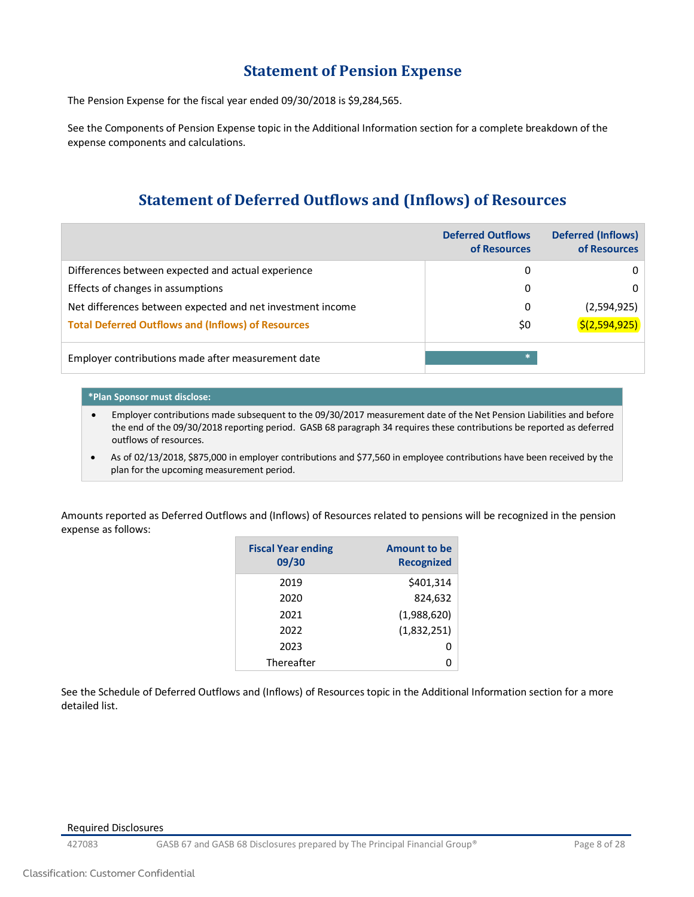## Statement of Pension Expense

The Pension Expense for the fiscal year ended 09/30/2018 is $9,284,565.

See the Components of Pension Expense topic in the Additional Information section for a complete breakdown of the expense components and calculations.

## Statement of Deferred Outflows and (Inflows) of Resources

| | Deferred Outflows of Resources | Deferred (Inflows) of Resources |
|---|---|---|
| Differences between expected and actual experience | 0 | 0 |
| Effects of changes in assumptions | 0 | 0 |
| Net differences between expected and net investment income | 0 | (2,594,925) |
| **Total Deferred Outflows and (Inflows) of Resources** | $0 | $(2,594,925) |
| Employer contributions made after measurement date | * | |

**\*Plan Sponsor must disclose:**

- Employer contributions made subsequent to the 09/30/2017 measurement date of the Net Pension Liabilities and before the end of the 09/30/2018 reporting period. GASB 68 paragraph 34 requires these contributions be reported as deferred outflows of resources.
- As of 02/13/2018, $875,000 in employer contributions and $77,560 in employee contributions have been received by the plan for the upcoming measurement period.

Amounts reported as Deferred Outflows and (Inflows) of Resources related to pensions will be recognized in the pension expense as follows:

| Fiscal Year ending 09/30 | Amount to be Recognized |
|---|---|
| 2019 | $401,314 |
| 2020 | 824,632 |
| 2021 | (1,988,620) |
| 2022 | (1,832,251) |
| 2023 | 0 |
| Thereafter | 0 |

See the Schedule of Deferred Outflows and (Inflows) of Resources topic in the Additional Information section for a more detailed list.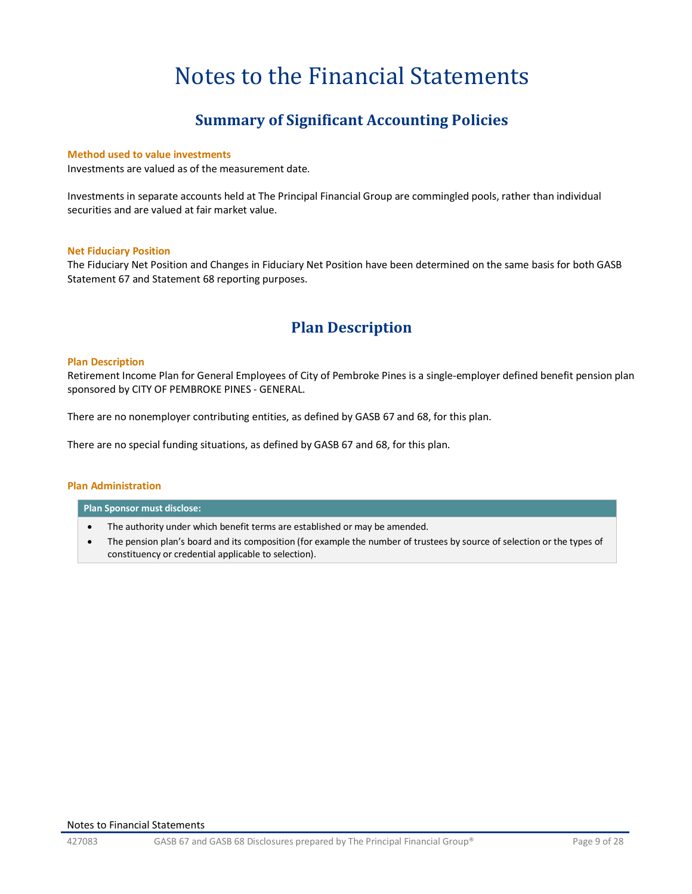# Notes to the Financial Statements

## Summary of Significant Accounting Policies

### Method used to value investments

Investments are valued as of the measurement date.

Investments in separate accounts held at The Principal Financial Group are commingled pools, rather than individual securities and are valued at fair market value.

### Net Fiduciary Position

The Fiduciary Net Position and Changes in Fiduciary Net Position have been determined on the same basis for both GASB Statement 67 and Statement 68 reporting purposes.

## Plan Description

### Plan Description

Retirement Income Plan for General Employees of City of Pembroke Pines is a single-employer defined benefit pension plan sponsored by CITY OF PEMBROKE PINES - GENERAL.

There are no nonemployer contributing entities, as defined by GASB 67 and 68, for this plan.

There are no special funding situations, as defined by GASB 67 and 68, for this plan.

### Plan Administration

| Plan Sponsor must disclose: |
|---|
| • The authority under which benefit terms are established or may be amended.<br>• The pension plan's board and its composition (for example the number of trustees by source of selection or the types of constituency or credential applicable to selection). |

Notes to Financial Statements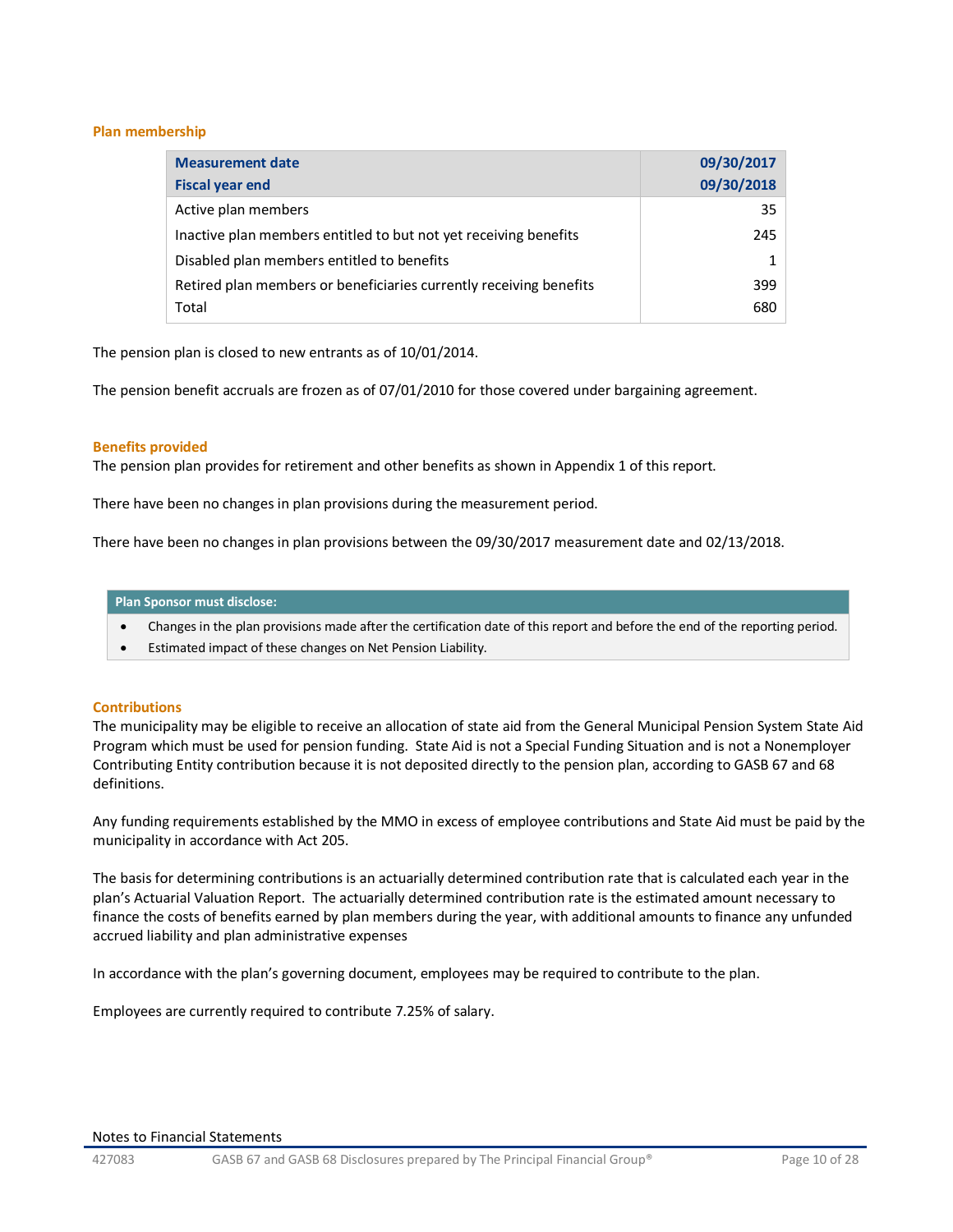### Plan membership

| Measurement date<br>Fiscal year end | 09/30/2017<br>09/30/2018 |
|---|---:|
| Active plan members | 35 |
| Inactive plan members entitled to but not yet receiving benefits | 245 |
| Disabled plan members entitled to benefits | 1 |
| Retired plan members or beneficiaries currently receiving benefits | 399 |
| Total | 680 |

The pension plan is closed to new entrants as of 10/01/2014.

The pension benefit accruals are frozen as of 07/01/2010 for those covered under bargaining agreement.

### Benefits provided

The pension plan provides for retirement and other benefits as shown in Appendix 1 of this report.

There have been no changes in plan provisions during the measurement period.

There have been no changes in plan provisions between the 09/30/2017 measurement date and 02/13/2018.

**Plan Sponsor must disclose:**

- Changes in the plan provisions made after the certification date of this report and before the end of the reporting period.
- Estimated impact of these changes on Net Pension Liability.

### Contributions

The municipality may be eligible to receive an allocation of state aid from the General Municipal Pension System State Aid Program which must be used for pension funding. State Aid is not a Special Funding Situation and is not a Nonemployer Contributing Entity contribution because it is not deposited directly to the pension plan, according to GASB 67 and 68 definitions.

Any funding requirements established by the MMO in excess of employee contributions and State Aid must be paid by the municipality in accordance with Act 205.

The basis for determining contributions is an actuarially determined contribution rate that is calculated each year in the plan's Actuarial Valuation Report. The actuarially determined contribution rate is the estimated amount necessary to finance the costs of benefits earned by plan members during the year, with additional amounts to finance any unfunded accrued liability and plan administrative expenses

In accordance with the plan's governing document, employees may be required to contribute to the plan.

Employees are currently required to contribute 7.25% of salary.

Notes to Financial Statements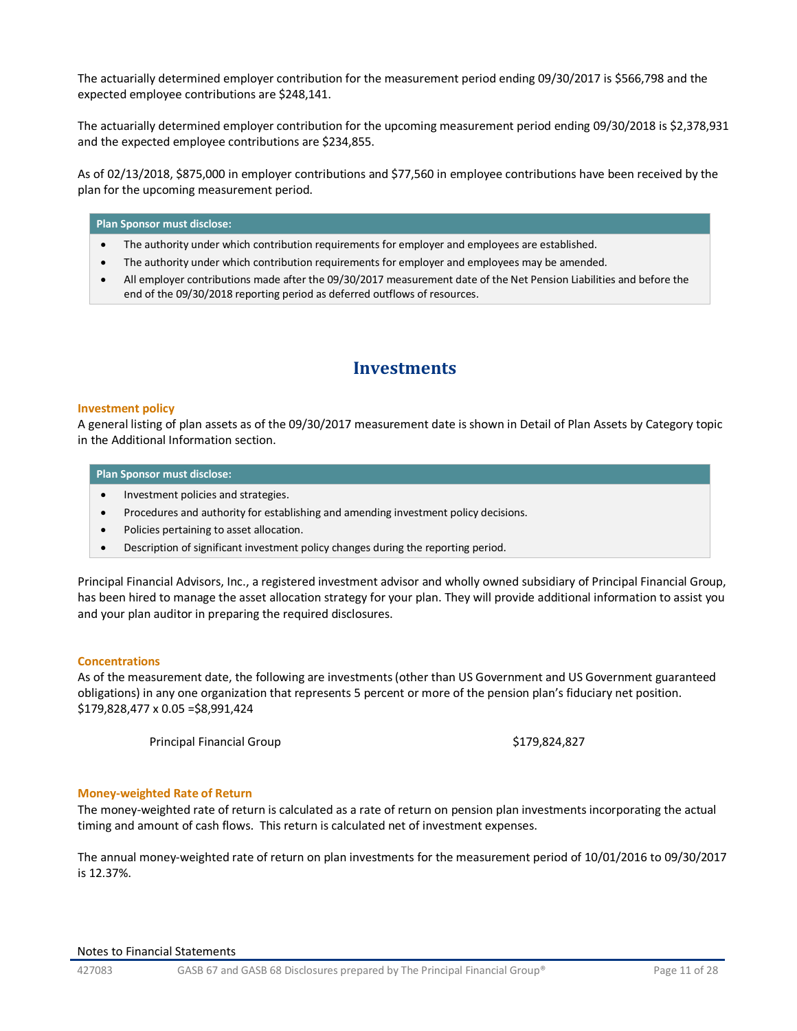The actuarially determined employer contribution for the measurement period ending 09/30/2017 is $566,798 and the expected employee contributions are $248,141.

The actuarially determined employer contribution for the upcoming measurement period ending 09/30/2018 is $2,378,931 and the expected employee contributions are $234,855.

As of 02/13/2018, $875,000 in employer contributions and $77,560 in employee contributions have been received by the plan for the upcoming measurement period.

**Plan Sponsor must disclose:**

- The authority under which contribution requirements for employer and employees are established.
- The authority under which contribution requirements for employer and employees may be amended.
- All employer contributions made after the 09/30/2017 measurement date of the Net Pension Liabilities and before the end of the 09/30/2018 reporting period as deferred outflows of resources.

# Investments

### Investment policy

A general listing of plan assets as of the 09/30/2017 measurement date is shown in Detail of Plan Assets by Category topic in the Additional Information section.

**Plan Sponsor must disclose:**

- Investment policies and strategies.
- Procedures and authority for establishing and amending investment policy decisions.
- Policies pertaining to asset allocation.
- Description of significant investment policy changes during the reporting period.

Principal Financial Advisors, Inc., a registered investment advisor and wholly owned subsidiary of Principal Financial Group, has been hired to manage the asset allocation strategy for your plan. They will provide additional information to assist you and your plan auditor in preparing the required disclosures.

### Concentrations

As of the measurement date, the following are investments (other than US Government and US Government guaranteed obligations) in any one organization that represents 5 percent or more of the pension plan's fiduciary net position. $179,828,477 x 0.05 =$8,991,424

| | |
|---|---|
| Principal Financial Group | $179,824,827 |

### Money-weighted Rate of Return

The money-weighted rate of return is calculated as a rate of return on pension plan investments incorporating the actual timing and amount of cash flows. This return is calculated net of investment expenses.

The annual money-weighted rate of return on plan investments for the measurement period of 10/01/2016 to 09/30/2017 is 12.37%.

Notes to Financial Statements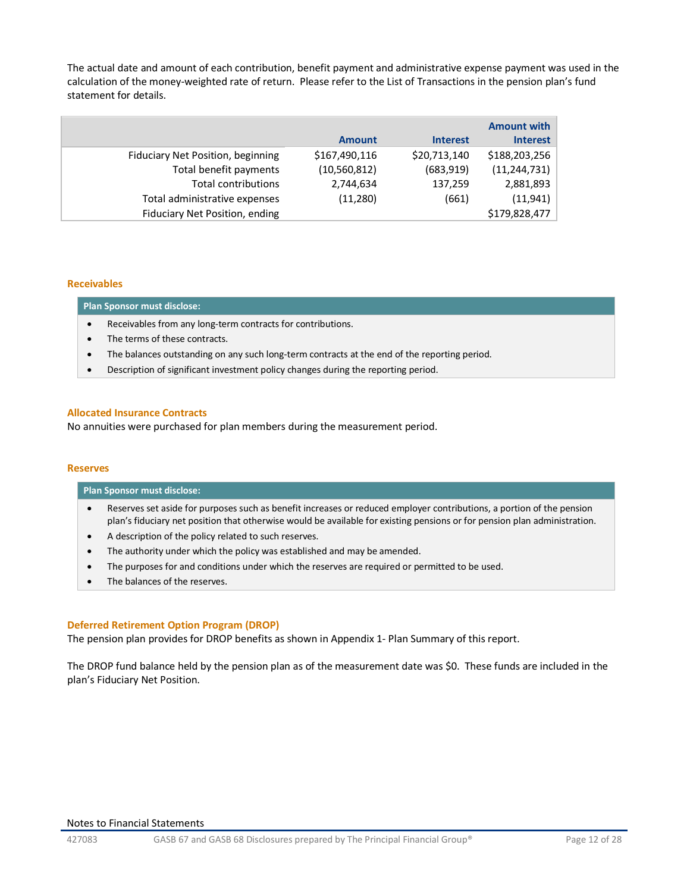The actual date and amount of each contribution, benefit payment and administrative expense payment was used in the calculation of the money-weighted rate of return. Please refer to the List of Transactions in the pension plan's fund statement for details.

| | Amount | Interest | Amount with Interest |
|---|---|---|---|
| Fiduciary Net Position, beginning | $167,490,116 | $20,713,140 | $188,203,256 |
| Total benefit payments | (10,560,812) | (683,919) | (11,244,731) |
| Total contributions | 2,744,634 | 137,259 | 2,881,893 |
| Total administrative expenses | (11,280) | (661) | (11,941) |
| Fiduciary Net Position, ending | | | $179,828,477 |

### Receivables

**Plan Sponsor must disclose:**

- Receivables from any long-term contracts for contributions.
- The terms of these contracts.
- The balances outstanding on any such long-term contracts at the end of the reporting period.
- Description of significant investment policy changes during the reporting period.

### Allocated Insurance Contracts

No annuities were purchased for plan members during the measurement period.

### Reserves

**Plan Sponsor must disclose:**

- Reserves set aside for purposes such as benefit increases or reduced employer contributions, a portion of the pension plan's fiduciary net position that otherwise would be available for existing pensions or for pension plan administration.
- A description of the policy related to such reserves.
- The authority under which the policy was established and may be amended.
- The purposes for and conditions under which the reserves are required or permitted to be used.
- The balances of the reserves.

### Deferred Retirement Option Program (DROP)

The pension plan provides for DROP benefits as shown in Appendix 1- Plan Summary of this report.

The DROP fund balance held by the pension plan as of the measurement date was $0. These funds are included in the plan's Fiduciary Net Position.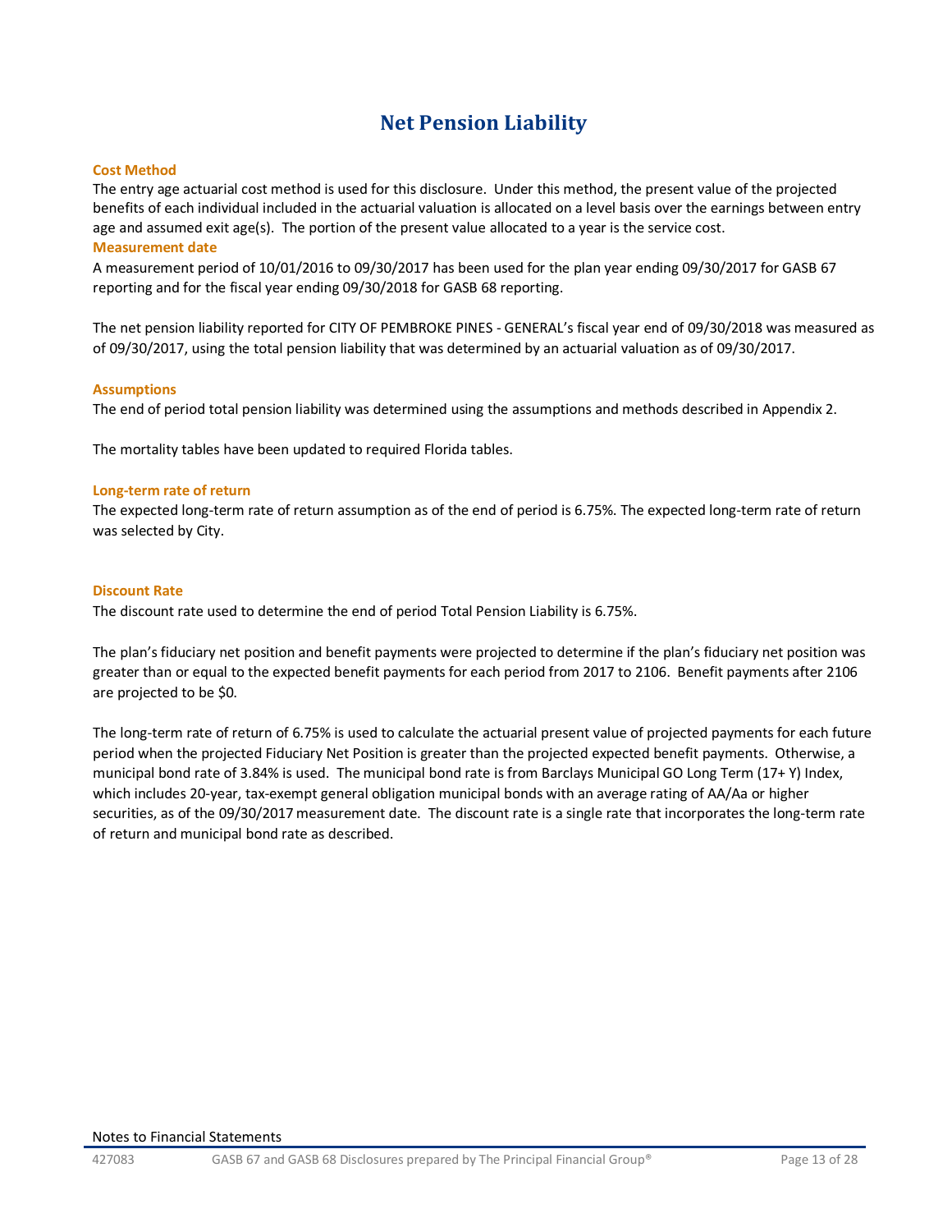# Net Pension Liability

### Cost Method

The entry age actuarial cost method is used for this disclosure. Under this method, the present value of the projected benefits of each individual included in the actuarial valuation is allocated on a level basis over the earnings between entry age and assumed exit age(s). The portion of the present value allocated to a year is the service cost.

### Measurement date

A measurement period of 10/01/2016 to 09/30/2017 has been used for the plan year ending 09/30/2017 for GASB 67 reporting and for the fiscal year ending 09/30/2018 for GASB 68 reporting.

The net pension liability reported for CITY OF PEMBROKE PINES - GENERAL's fiscal year end of 09/30/2018 was measured as of 09/30/2017, using the total pension liability that was determined by an actuarial valuation as of 09/30/2017.

### Assumptions

The end of period total pension liability was determined using the assumptions and methods described in Appendix 2.

The mortality tables have been updated to required Florida tables.

### Long-term rate of return

The expected long-term rate of return assumption as of the end of period is 6.75%. The expected long-term rate of return was selected by City.

### Discount Rate

The discount rate used to determine the end of period Total Pension Liability is 6.75%.

The plan's fiduciary net position and benefit payments were projected to determine if the plan's fiduciary net position was greater than or equal to the expected benefit payments for each period from 2017 to 2106. Benefit payments after 2106 are projected to be $0.

The long-term rate of return of 6.75% is used to calculate the actuarial present value of projected payments for each future period when the projected Fiduciary Net Position is greater than the projected expected benefit payments. Otherwise, a municipal bond rate of 3.84% is used. The municipal bond rate is from Barclays Municipal GO Long Term (17+ Y) Index, which includes 20-year, tax-exempt general obligation municipal bonds with an average rating of AA/Aa or higher securities, as of the 09/30/2017 measurement date. The discount rate is a single rate that incorporates the long-term rate of return and municipal bond rate as described.

Notes to Financial Statements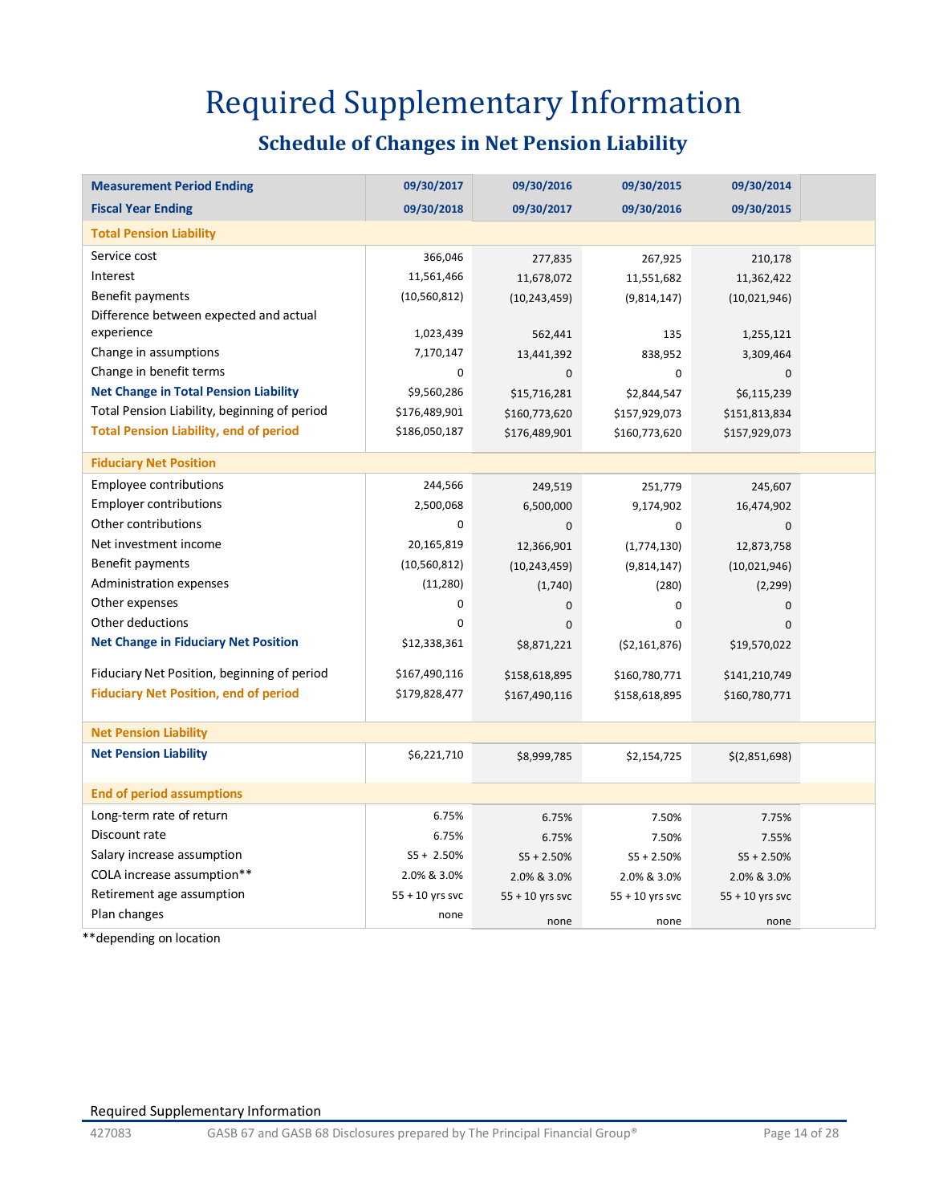# Required Supplementary Information

## Schedule of Changes in Net Pension Liability

| Measurement Period Ending | 09/30/2017 | 09/30/2016 | 09/30/2015 | 09/30/2014 |
|---|---|---|---|---|
| **Fiscal Year Ending** | **09/30/2018** | **09/30/2017** | **09/30/2016** | **09/30/2015** |
| **Total Pension Liability** | | | | |
| Service cost | 366,046 | 277,835 | 267,925 | 210,178 |
| Interest | 11,561,466 | 11,678,072 | 11,551,682 | 11,362,422 |
| Benefit payments | (10,560,812) | (10,243,459) | (9,814,147) | (10,021,946) |
| Difference between expected and actual experience | 1,023,439 | 562,441 | 135 | 1,255,121 |
| Change in assumptions | 7,170,147 | 13,441,392 | 838,952 | 3,309,464 |
| Change in benefit terms | 0 | 0 | 0 | 0 |
| **Net Change in Total Pension Liability** | $9,560,286 | $15,716,281 | $2,844,547 | $6,115,239 |
| Total Pension Liability, beginning of period | $176,489,901 | $160,773,620 | $157,929,073 | $151,813,834 |
| **Total Pension Liability, end of period** | $186,050,187 | $176,489,901 | $160,773,620 | $157,929,073 |
| **Fiduciary Net Position** | | | | |
| Employee contributions | 244,566 | 249,519 | 251,779 | 245,607 |
| Employer contributions | 2,500,068 | 6,500,000 | 9,174,902 | 16,474,902 |
| Other contributions | 0 | 0 | 0 | 0 |
| Net investment income | 20,165,819 | 12,366,901 | (1,774,130) | 12,873,758 |
| Benefit payments | (10,560,812) | (10,243,459) | (9,814,147) | (10,021,946) |
| Administration expenses | (11,280) | (1,740) | (280) | (2,299) |
| Other expenses | 0 | 0 | 0 | 0 |
| Other deductions | 0 | 0 | 0 | 0 |
| **Net Change in Fiduciary Net Position** | $12,338,361 | $8,871,221 | ($2,161,876) | $19,570,022 |
| Fiduciary Net Position, beginning of period | $167,490,116 | $158,618,895 | $160,780,771 | $141,210,749 |
| **Fiduciary Net Position, end of period** | $179,828,477 | $167,490,116 | $158,618,895 | $160,780,771 |
| **Net Pension Liability** | | | | |
| **Net Pension Liability** | $6,221,710 | $8,999,785 | $2,154,725 | $(2,851,698) |
| **End of period assumptions** | | | | |
| Long-term rate of return | 6.75% | 6.75% | 7.50% | 7.75% |
| Discount rate | 6.75% | 6.75% | 7.50% | 7.55% |
| Salary increase assumption | S5 + 2.50% | S5 + 2.50% | S5 + 2.50% | S5 + 2.50% |
| COLA increase assumption** | 2.0% & 3.0% | 2.0% & 3.0% | 2.0% & 3.0% | 2.0% & 3.0% |
| Retirement age assumption | 55 + 10 yrs svc | 55 + 10 yrs svc | 55 + 10 yrs svc | 55 + 10 yrs svc |
| Plan changes | none | none | none | none |

**depending on location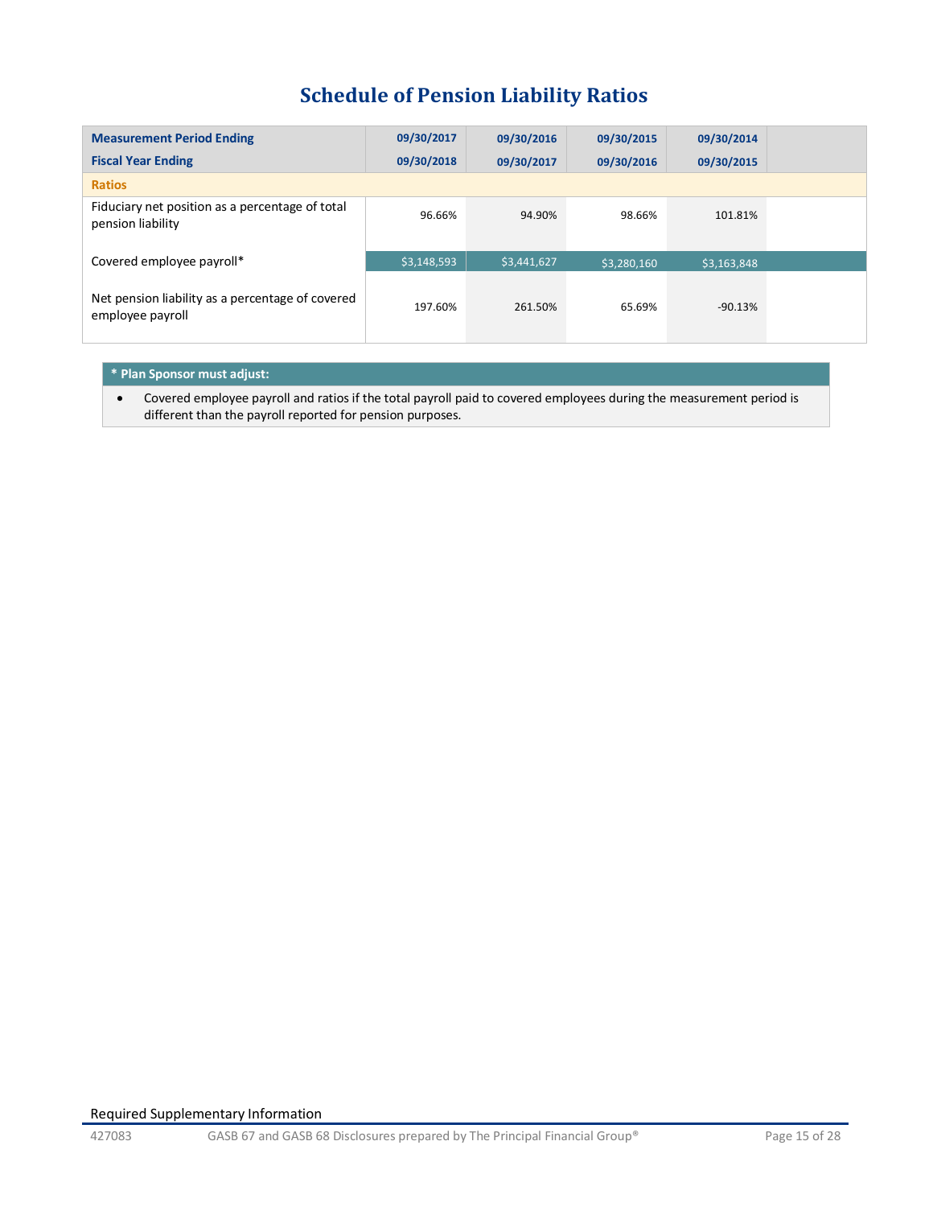# Schedule of Pension Liability Ratios

| Measurement Period Ending | 09/30/2017 | 09/30/2016 | 09/30/2015 | 09/30/2014 | |
|---|---|---|---|---|---|
| **Fiscal Year Ending** | **09/30/2018** | **09/30/2017** | **09/30/2016** | **09/30/2015** | |
| **Ratios** | | | | | |
| Fiduciary net position as a percentage of total pension liability | 96.66% | 94.90% | 98.66% | 101.81% | |
| Covered employee payroll* | $3,148,593 | $3,441,627 | $3,280,160 | $3,163,848 | |
| Net pension liability as a percentage of covered employee payroll | 197.60% | 261.50% | 65.69% | -90.13% | |

**\* Plan Sponsor must adjust:**

- Covered employee payroll and ratios if the total payroll paid to covered employees during the measurement period is different than the payroll reported for pension purposes.

Required Supplementary Information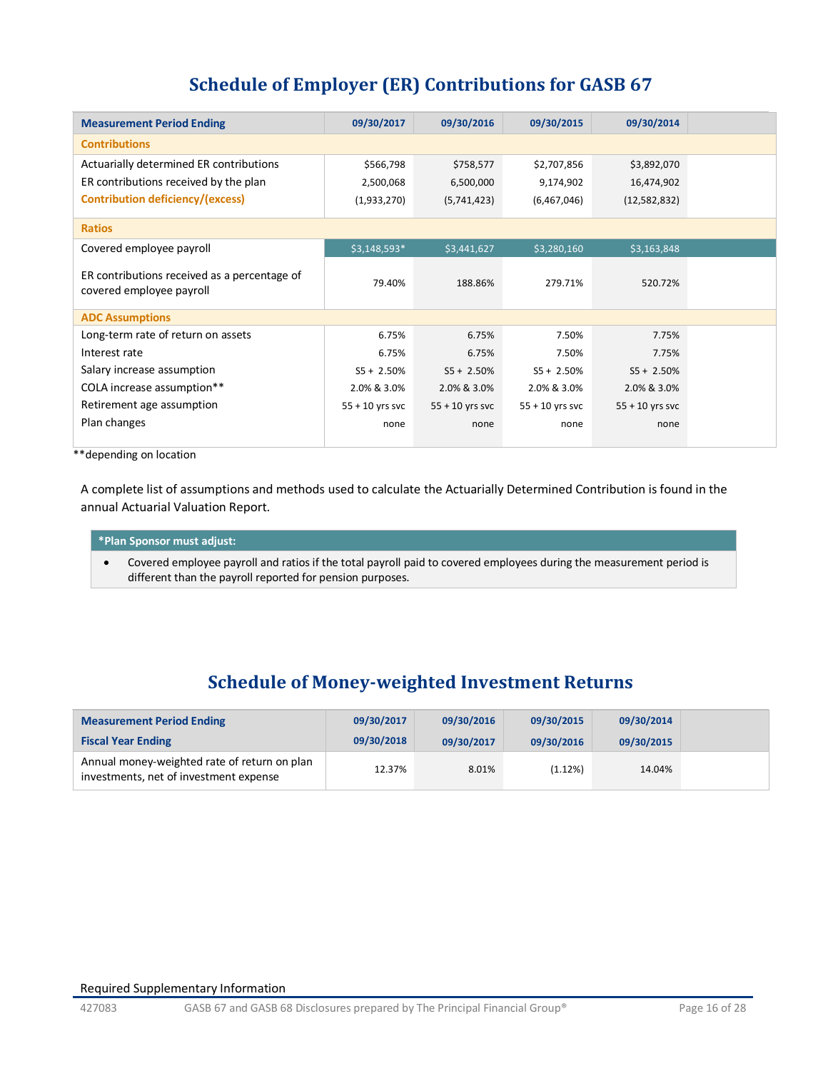# Schedule of Employer (ER) Contributions for GASB 67

| Measurement Period Ending | 09/30/2017 | 09/30/2016 | 09/30/2015 | 09/30/2014 |
|---|---|---|---|---|
| **Contributions** | | | | |
| Actuarially determined ER contributions | $566,798 | $758,577 | $2,707,856 | $3,892,070 |
| ER contributions received by the plan | 2,500,068 | 6,500,000 | 9,174,902 | 16,474,902 |
| **Contribution deficiency/(excess)** | (1,933,270) | (5,741,423) | (6,467,046) | (12,582,832) |
| **Ratios** | | | | |
| Covered employee payroll | $3,148,593* | $3,441,627 | $3,280,160 | $3,163,848 |
| ER contributions received as a percentage of covered employee payroll | 79.40% | 188.86% | 279.71% | 520.72% |
| **ADC Assumptions** | | | | |
| Long-term rate of return on assets | 6.75% | 6.75% | 7.50% | 7.75% |
| Interest rate | 6.75% | 6.75% | 7.50% | 7.75% |
| Salary increase assumption | S5 + 2.50% | S5 + 2.50% | S5 + 2.50% | S5 + 2.50% |
| COLA increase assumption** | 2.0% & 3.0% | 2.0% & 3.0% | 2.0% & 3.0% | 2.0% & 3.0% |
| Retirement age assumption | 55 + 10 yrs svc | 55 + 10 yrs svc | 55 + 10 yrs svc | 55 + 10 yrs svc |
| Plan changes | none | none | none | none |

**depending on location

A complete list of assumptions and methods used to calculate the Actuarially Determined Contribution is found in the annual Actuarial Valuation Report.

**\*Plan Sponsor must adjust:**

- Covered employee payroll and ratios if the total payroll paid to covered employees during the measurement period is different than the payroll reported for pension purposes.

# Schedule of Money-weighted Investment Returns

| Measurement Period Ending | 09/30/2017 | 09/30/2016 | 09/30/2015 | 09/30/2014 |
|---|---|---|---|---|
| **Fiscal Year Ending** | **09/30/2018** | **09/30/2017** | **09/30/2016** | **09/30/2015** |
| Annual money-weighted rate of return on plan investments, net of investment expense | 12.37% | 8.01% | (1.12%) | 14.04% |

Required Supplementary Information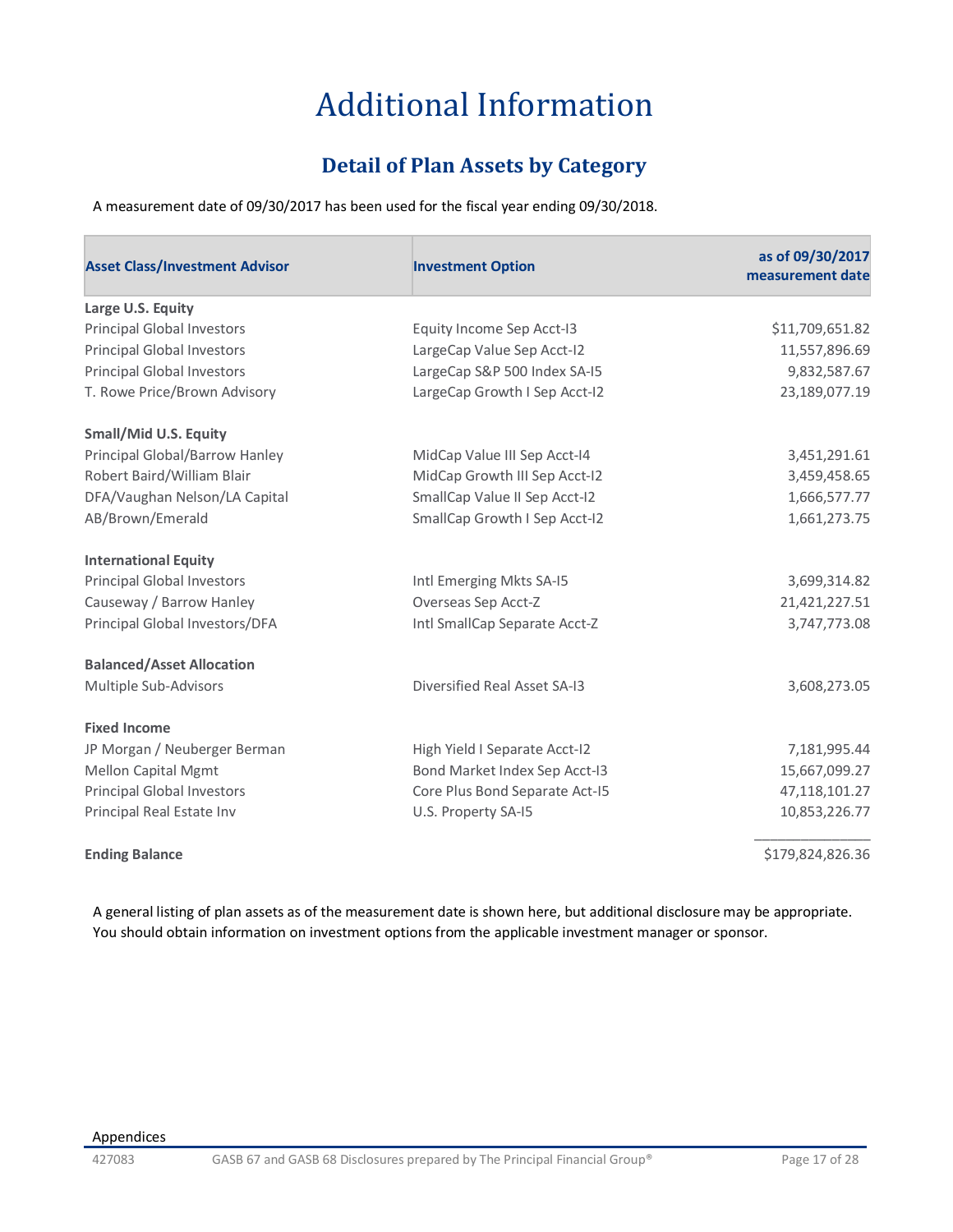# Additional Information

## Detail of Plan Assets by Category

A measurement date of 09/30/2017 has been used for the fiscal year ending 09/30/2018.

| Asset Class/Investment Advisor | Investment Option | as of 09/30/2017 measurement date |
|---|---|---|
| **Large U.S. Equity** | | |
| Principal Global Investors | Equity Income Sep Acct-I3 | $11,709,651.82 |
| Principal Global Investors | LargeCap Value Sep Acct-I2 | 11,557,896.69 |
| Principal Global Investors | LargeCap S&P 500 Index SA-I5 | 9,832,587.67 |
| T. Rowe Price/Brown Advisory | LargeCap Growth I Sep Acct-I2 | 23,189,077.19 |
| **Small/Mid U.S. Equity** | | |
| Principal Global/Barrow Hanley | MidCap Value III Sep Acct-I4 | 3,451,291.61 |
| Robert Baird/William Blair | MidCap Growth III Sep Acct-I2 | 3,459,458.65 |
| DFA/Vaughan Nelson/LA Capital | SmallCap Value II Sep Acct-I2 | 1,666,577.77 |
| AB/Brown/Emerald | SmallCap Growth I Sep Acct-I2 | 1,661,273.75 |
| **International Equity** | | |
| Principal Global Investors | Intl Emerging Mkts SA-I5 | 3,699,314.82 |
| Causeway / Barrow Hanley | Overseas Sep Acct-Z | 21,421,227.51 |
| Principal Global Investors/DFA | Intl SmallCap Separate Acct-Z | 3,747,773.08 |
| **Balanced/Asset Allocation** | | |
| Multiple Sub-Advisors | Diversified Real Asset SA-I3 | 3,608,273.05 |
| **Fixed Income** | | |
| JP Morgan / Neuberger Berman | High Yield I Separate Acct-I2 | 7,181,995.44 |
| Mellon Capital Mgmt | Bond Market Index Sep Acct-I3 | 15,667,099.27 |
| Principal Global Investors | Core Plus Bond Separate Act-I5 | 47,118,101.27 |
| Principal Real Estate Inv | U.S. Property SA-I5 | 10,853,226.77 |
| **Ending Balance** | | $179,824,826.36 |

A general listing of plan assets as of the measurement date is shown here, but additional disclosure may be appropriate. You should obtain information on investment options from the applicable investment manager or sponsor.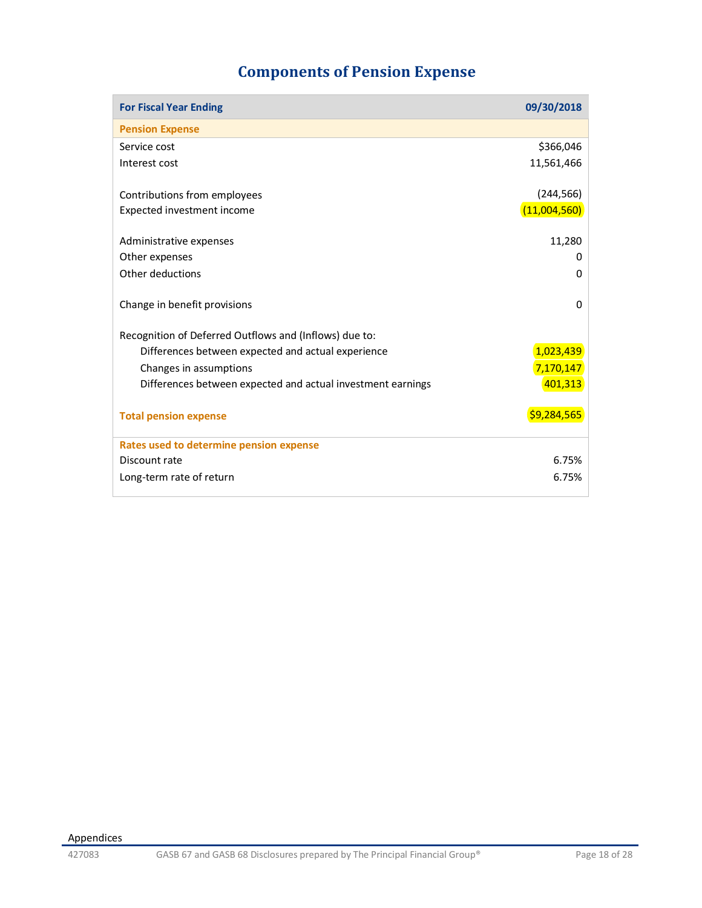# Components of Pension Expense

| For Fiscal Year Ending | 09/30/2018 |
|---|---|
| **Pension Expense** | |
| Service cost | $366,046 |
| Interest cost | 11,561,466 |
| | |
| Contributions from employees | (244,566) |
| Expected investment income | (11,004,560) |
| | |
| Administrative expenses | 11,280 |
| Other expenses | 0 |
| Other deductions | 0 |
| | |
| Change in benefit provisions | 0 |
| | |
| Recognition of Deferred Outflows and (Inflows) due to: | |
| Differences between expected and actual experience | 1,023,439 |
| Changes in assumptions | 7,170,147 |
| Differences between expected and actual investment earnings | 401,313 |
| | |
| **Total pension expense** | **$9,284,565** |
| **Rates used to determine pension expense** | |
| Discount rate | 6.75% |
| Long-term rate of return | 6.75% |

Appendices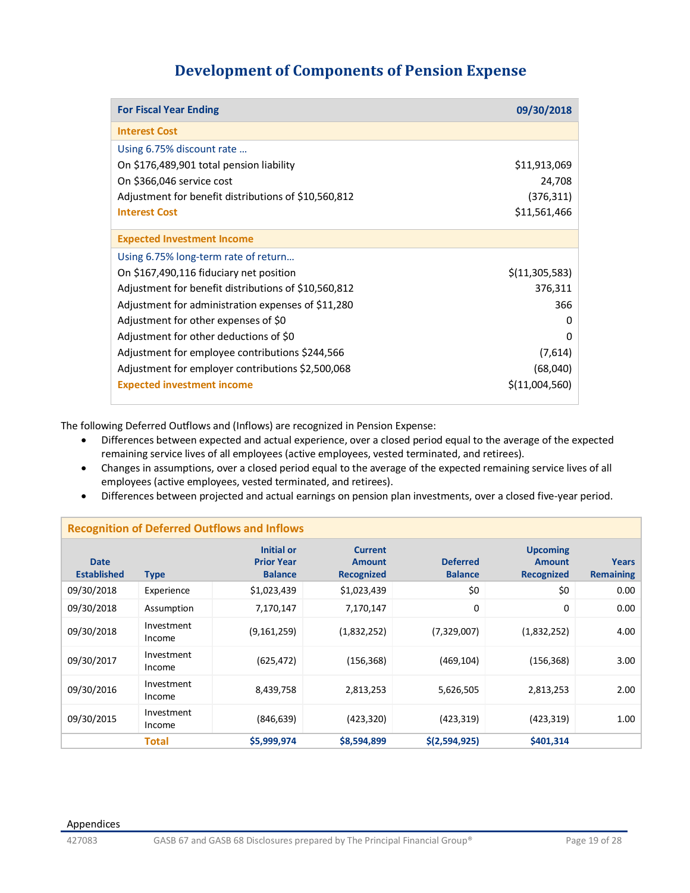# Development of Components of Pension Expense

| For Fiscal Year Ending | 09/30/2018 |
|---|---|
| **Interest Cost** | |
| Using 6.75% discount rate … | |
| On $176,489,901 total pension liability | $11,913,069 |
| On $366,046 service cost | 24,708 |
| Adjustment for benefit distributions of $10,560,812 | (376,311) |
| **Interest Cost** | $11,561,466 |
| **Expected Investment Income** | |
| Using 6.75% long-term rate of return… | |
| On $167,490,116 fiduciary net position | $(11,305,583) |
| Adjustment for benefit distributions of $10,560,812 | 376,311 |
| Adjustment for administration expenses of $11,280 | 366 |
| Adjustment for other expenses of $0 | 0 |
| Adjustment for other deductions of $0 | 0 |
| Adjustment for employee contributions $244,566 | (7,614) |
| Adjustment for employer contributions $2,500,068 | (68,040) |
| **Expected investment income** | $(11,004,560) |

The following Deferred Outflows and (Inflows) are recognized in Pension Expense:

- Differences between expected and actual experience, over a closed period equal to the average of the expected remaining service lives of all employees (active employees, vested terminated, and retirees).
- Changes in assumptions, over a closed period equal to the average of the expected remaining service lives of all employees (active employees, vested terminated, and retirees).
- Differences between projected and actual earnings on pension plan investments, over a closed five-year period.

**Recognition of Deferred Outflows and Inflows**

| Date Established | Type | Initial or Prior Year Balance | Current Amount Recognized | Deferred Balance | Upcoming Amount Recognized | Years Remaining |
|---|---|---|---|---|---|---|
| 09/30/2018 | Experience | $1,023,439 | $1,023,439 | $0 | $0 | 0.00 |
| 09/30/2018 | Assumption | 7,170,147 | 7,170,147 | 0 | 0 | 0.00 |
| 09/30/2018 | Investment Income | (9,161,259) | (1,832,252) | (7,329,007) | (1,832,252) | 4.00 |
| 09/30/2017 | Investment Income | (625,472) | (156,368) | (469,104) | (156,368) | 3.00 |
| 09/30/2016 | Investment Income | 8,439,758 | 2,813,253 | 5,626,505 | 2,813,253 | 2.00 |
| 09/30/2015 | Investment Income | (846,639) | (423,320) | (423,319) | (423,319) | 1.00 |
| | **Total** | **$5,999,974** | **$8,594,899** | **$(2,594,925)** | **$401,314** | |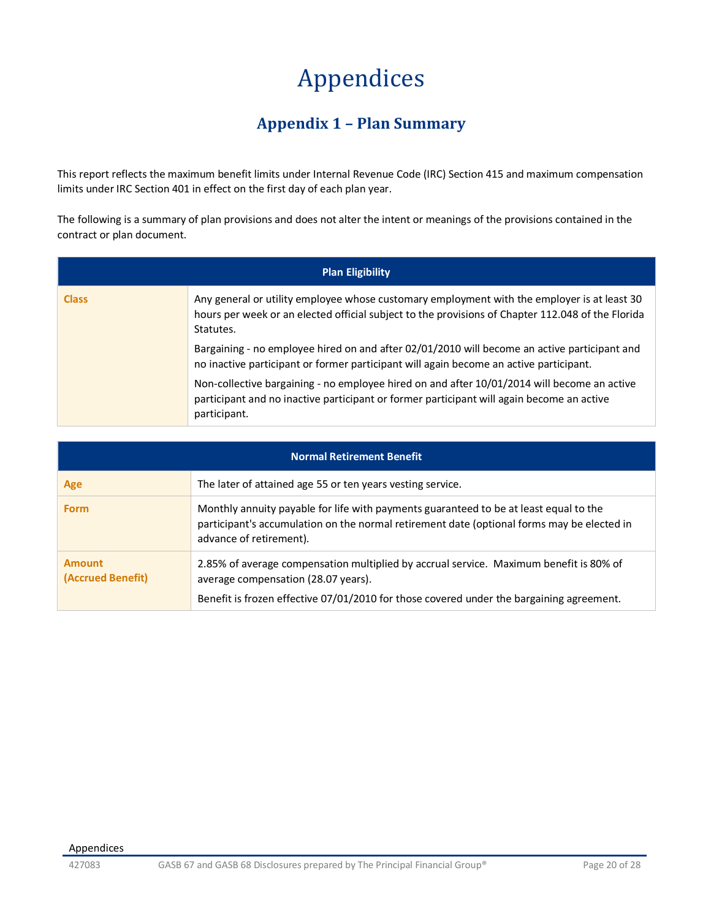# Appendices

## Appendix 1 – Plan Summary

This report reflects the maximum benefit limits under Internal Revenue Code (IRC) Section 415 and maximum compensation limits under IRC Section 401 in effect on the first day of each plan year.

The following is a summary of plan provisions and does not alter the intent or meanings of the provisions contained in the contract or plan document.

| Plan Eligibility | |
|---|---|
| **Class** | Any general or utility employee whose customary employment with the employer is at least 30 hours per week or an elected official subject to the provisions of Chapter 112.048 of the Florida Statutes.<br><br>Bargaining - no employee hired on and after 02/01/2010 will become an active participant and no inactive participant or former participant will again become an active participant.<br><br>Non-collective bargaining - no employee hired on and after 10/01/2014 will become an active participant and no inactive participant or former participant will again become an active participant. |

| Normal Retirement Benefit | |
|---|---|
| **Age** | The later of attained age 55 or ten years vesting service. |
| **Form** | Monthly annuity payable for life with payments guaranteed to be at least equal to the participant's accumulation on the normal retirement date (optional forms may be elected in advance of retirement). |
| **Amount (Accrued Benefit)** | 2.85% of average compensation multiplied by accrual service. Maximum benefit is 80% of average compensation (28.07 years).<br><br>Benefit is frozen effective 07/01/2010 for those covered under the bargaining agreement. |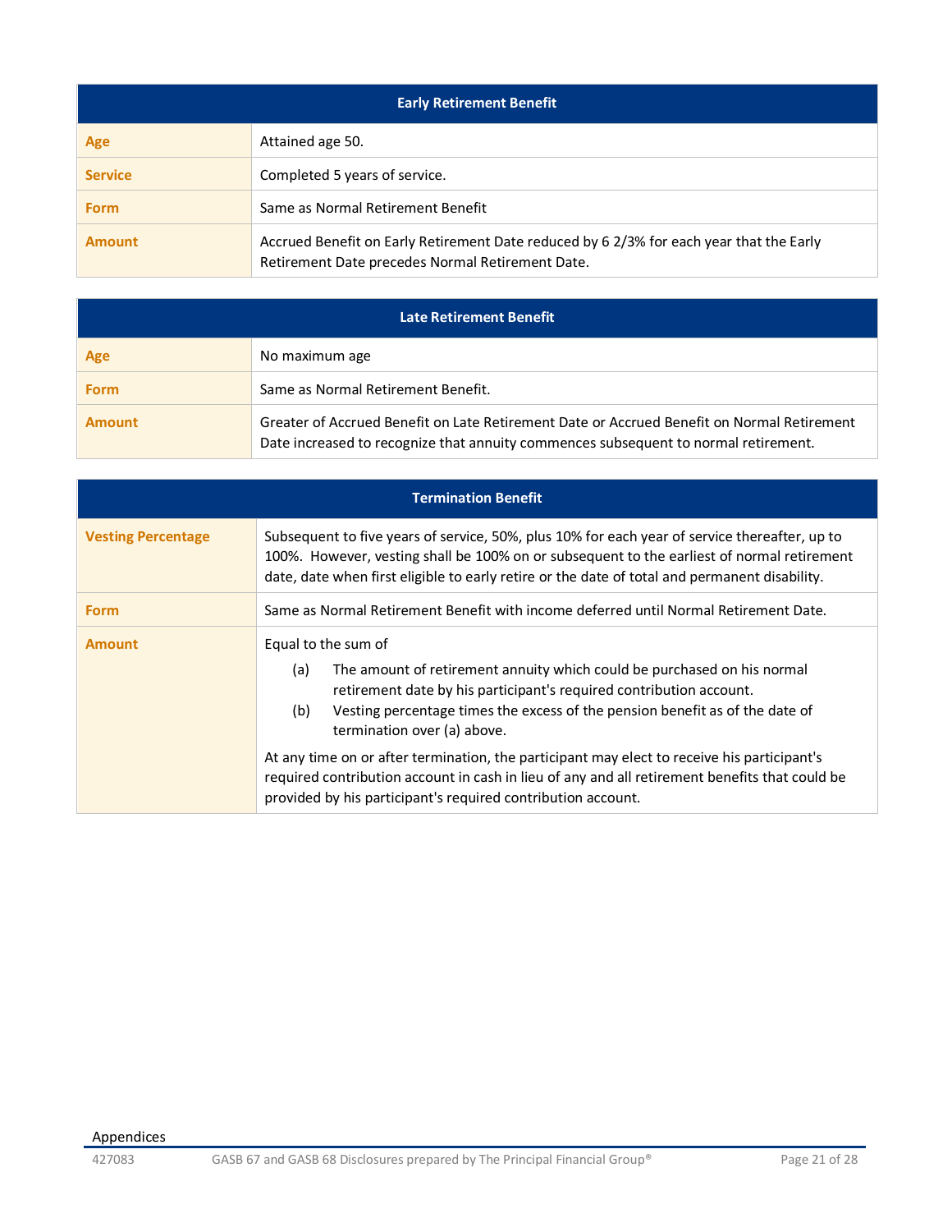| Early Retirement Benefit | |
|---|---|
| Age | Attained age 50. |
| Service | Completed 5 years of service. |
| Form | Same as Normal Retirement Benefit |
| Amount | Accrued Benefit on Early Retirement Date reduced by 6 2/3% for each year that the Early Retirement Date precedes Normal Retirement Date. |

| Late Retirement Benefit | |
|---|---|
| Age | No maximum age |
| Form | Same as Normal Retirement Benefit. |
| Amount | Greater of Accrued Benefit on Late Retirement Date or Accrued Benefit on Normal Retirement Date increased to recognize that annuity commences subsequent to normal retirement. |

| Termination Benefit | |
|---|---|
| Vesting Percentage | Subsequent to five years of service, 50%, plus 10% for each year of service thereafter, up to 100%. However, vesting shall be 100% on or subsequent to the earliest of normal retirement date, date when first eligible to early retire or the date of total and permanent disability. |
| Form | Same as Normal Retirement Benefit with income deferred until Normal Retirement Date. |
| Amount | Equal to the sum of<br>(a) The amount of retirement annuity which could be purchased on his normal retirement date by his participant's required contribution account.<br>(b) Vesting percentage times the excess of the pension benefit as of the date of termination over (a) above.<br><br>At any time on or after termination, the participant may elect to receive his participant's required contribution account in cash in lieu of any and all retirement benefits that could be provided by his participant's required contribution account. |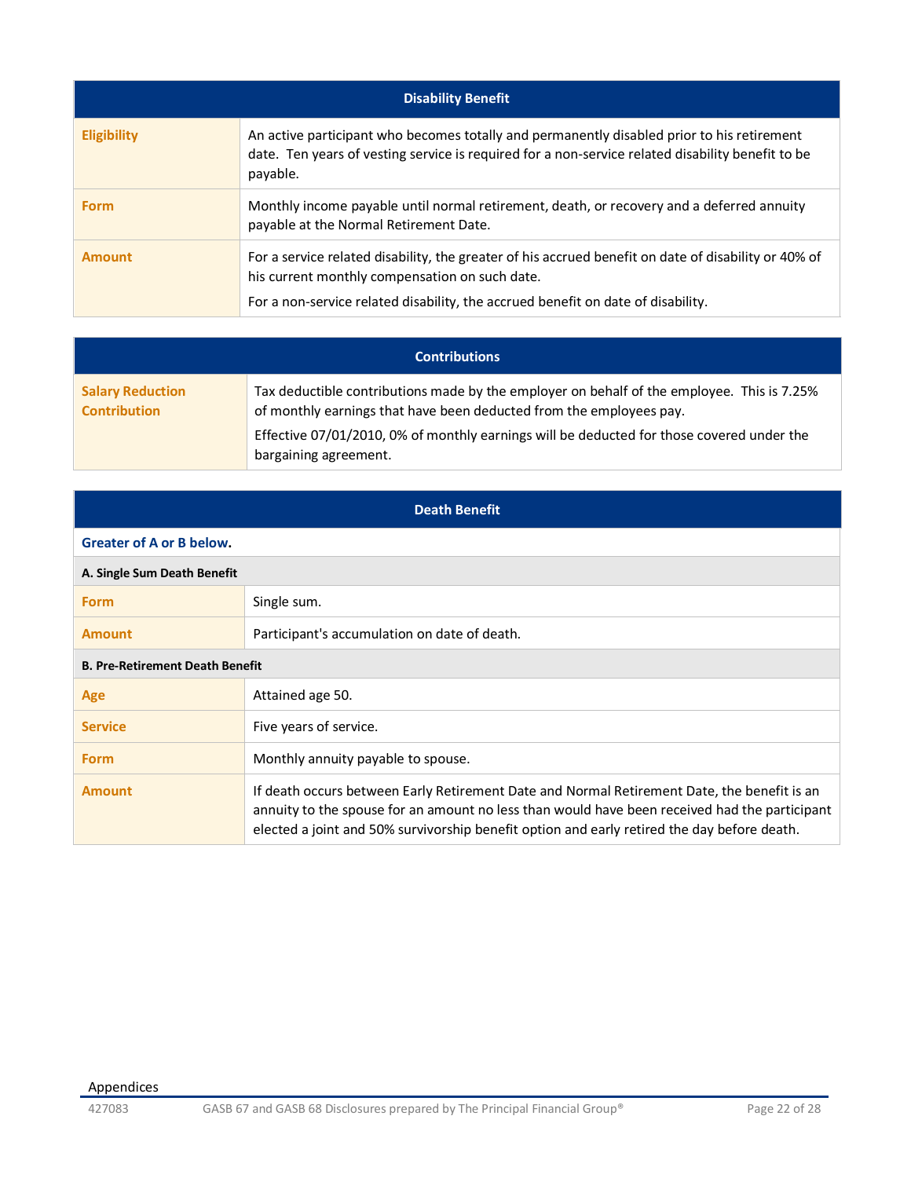| Disability Benefit | |
|---|---|
| **Eligibility** | An active participant who becomes totally and permanently disabled prior to his retirement date. Ten years of vesting service is required for a non-service related disability benefit to be payable. |
| **Form** | Monthly income payable until normal retirement, death, or recovery and a deferred annuity payable at the Normal Retirement Date. |
| **Amount** | For a service related disability, the greater of his accrued benefit on date of disability or 40% of his current monthly compensation on such date.<br>For a non-service related disability, the accrued benefit on date of disability. |

| Contributions | |
|---|---|
| **Salary Reduction Contribution** | Tax deductible contributions made by the employer on behalf of the employee. This is 7.25% of monthly earnings that have been deducted from the employees pay.<br>Effective 07/01/2010, 0% of monthly earnings will be deducted for those covered under the bargaining agreement. |

| Death Benefit | |
|---|---|
| **Greater of A or B below.** | |
| **A. Single Sum Death Benefit** | |
| **Form** | Single sum. |
| **Amount** | Participant's accumulation on date of death. |
| **B. Pre-Retirement Death Benefit** | |
| **Age** | Attained age 50. |
| **Service** | Five years of service. |
| **Form** | Monthly annuity payable to spouse. |
| **Amount** | If death occurs between Early Retirement Date and Normal Retirement Date, the benefit is an annuity to the spouse for an amount no less than would have been received had the participant elected a joint and 50% survivorship benefit option and early retired the day before death. |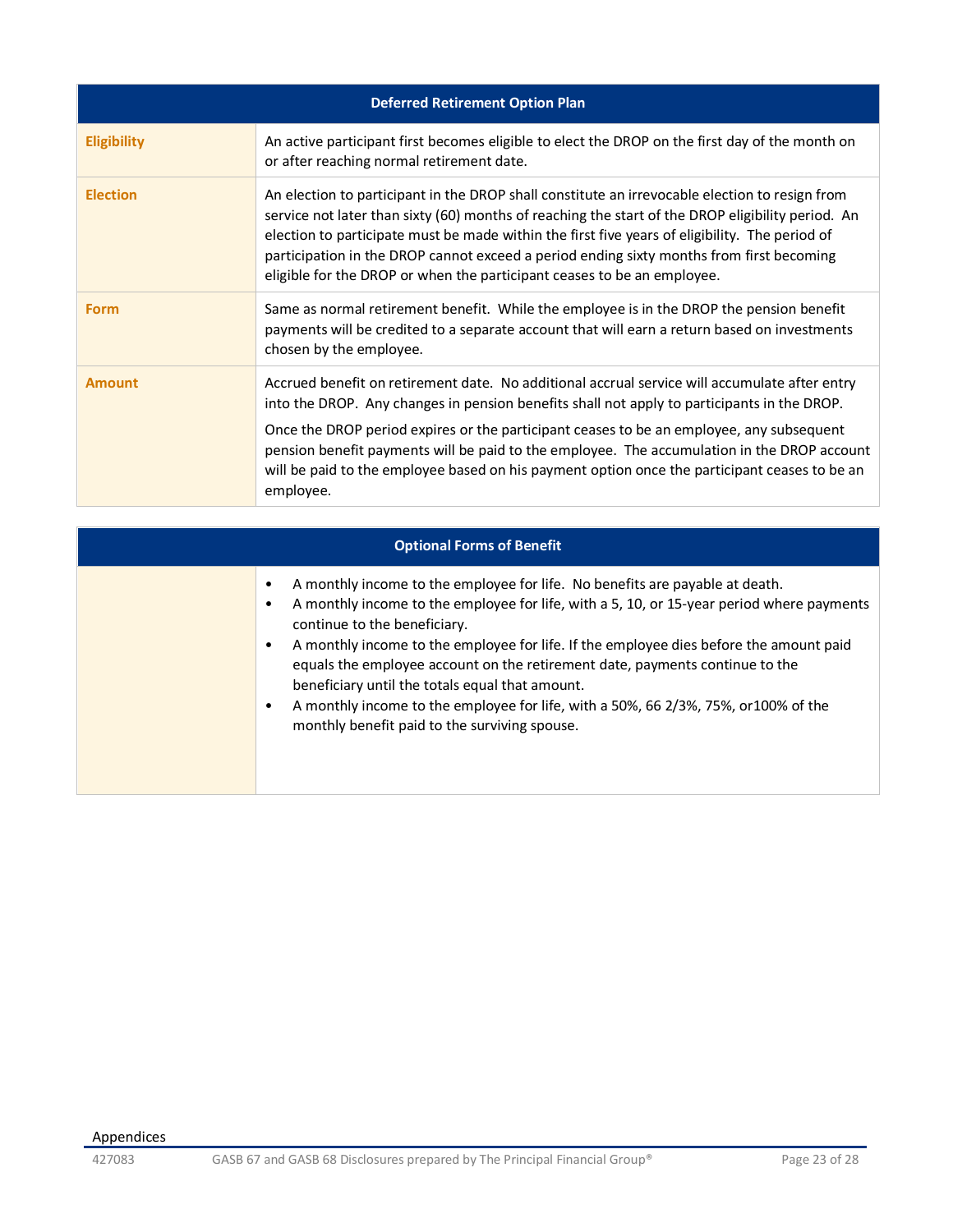| Deferred Retirement Option Plan | |
|---|---|
| **Eligibility** | An active participant first becomes eligible to elect the DROP on the first day of the month on or after reaching normal retirement date. |
| **Election** | An election to participant in the DROP shall constitute an irrevocable election to resign from service not later than sixty (60) months of reaching the start of the DROP eligibility period. An election to participate must be made within the first five years of eligibility. The period of participation in the DROP cannot exceed a period ending sixty months from first becoming eligible for the DROP or when the participant ceases to be an employee. |
| **Form** | Same as normal retirement benefit. While the employee is in the DROP the pension benefit payments will be credited to a separate account that will earn a return based on investments chosen by the employee. |
| **Amount** | Accrued benefit on retirement date. No additional accrual service will accumulate after entry into the DROP. Any changes in pension benefits shall not apply to participants in the DROP.<br><br>Once the DROP period expires or the participant ceases to be an employee, any subsequent pension benefit payments will be paid to the employee. The accumulation in the DROP account will be paid to the employee based on his payment option once the participant ceases to be an employee. |

| Optional Forms of Benefit | |
|---|---|
| | • A monthly income to the employee for life. No benefits are payable at death.<br>• A monthly income to the employee for life, with a 5, 10, or 15-year period where payments continue to the beneficiary.<br>• A monthly income to the employee for life. If the employee dies before the amount paid equals the employee account on the retirement date, payments continue to the beneficiary until the totals equal that amount.<br>• A monthly income to the employee for life, with a 50%, 66 2/3%, 75%, or100% of the monthly benefit paid to the surviving spouse. |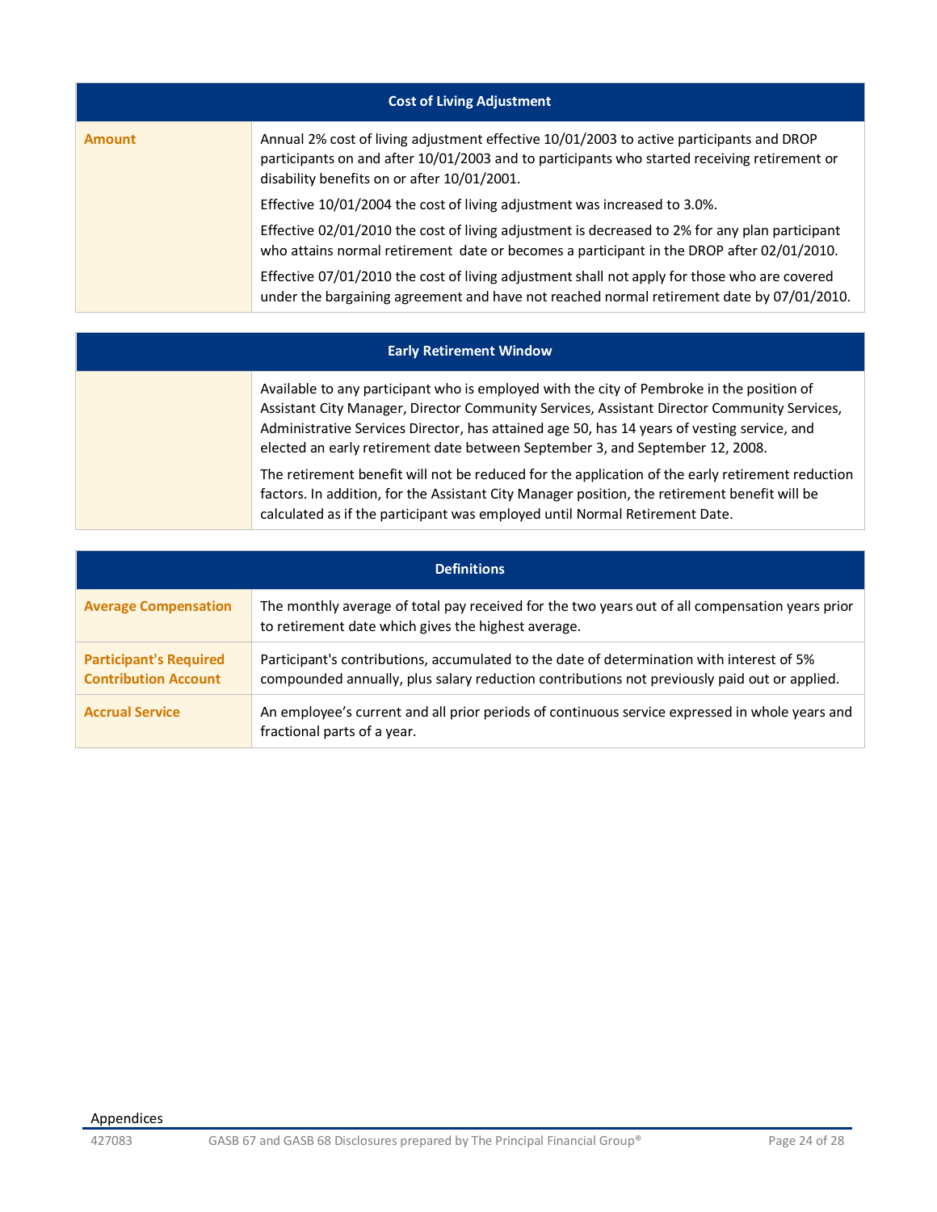| Cost of Living Adjustment | |
|---|---|
| **Amount** | Annual 2% cost of living adjustment effective 10/01/2003 to active participants and DROP participants on and after 10/01/2003 and to participants who started receiving retirement or disability benefits on or after 10/01/2001.<br><br>Effective 10/01/2004 the cost of living adjustment was increased to 3.0%.<br><br>Effective 02/01/2010 the cost of living adjustment is decreased to 2% for any plan participant who attains normal retirement date or becomes a participant in the DROP after 02/01/2010.<br><br>Effective 07/01/2010 the cost of living adjustment shall not apply for those who are covered under the bargaining agreement and have not reached normal retirement date by 07/01/2010. |

| Early Retirement Window | |
|---|---|
| | Available to any participant who is employed with the city of Pembroke in the position of Assistant City Manager, Director Community Services, Assistant Director Community Services, Administrative Services Director, has attained age 50, has 14 years of vesting service, and elected an early retirement date between September 3, and September 12, 2008.<br><br>The retirement benefit will not be reduced for the application of the early retirement reduction factors. In addition, for the Assistant City Manager position, the retirement benefit will be calculated as if the participant was employed until Normal Retirement Date. |

| Definitions | |
|---|---|
| **Average Compensation** | The monthly average of total pay received for the two years out of all compensation years prior to retirement date which gives the highest average. |
| **Participant's Required Contribution Account** | Participant's contributions, accumulated to the date of determination with interest of 5% compounded annually, plus salary reduction contributions not previously paid out or applied. |
| **Accrual Service** | An employee's current and all prior periods of continuous service expressed in whole years and fractional parts of a year. |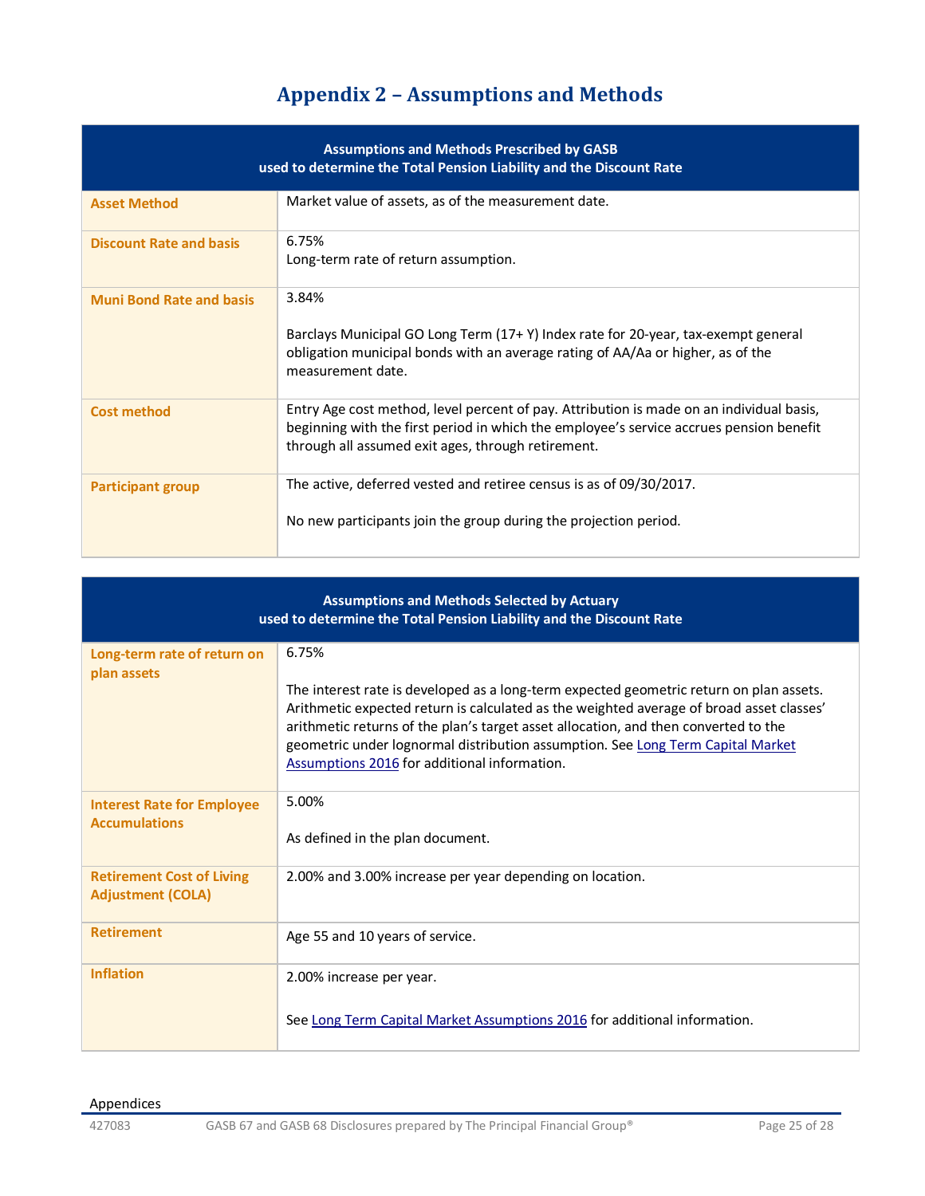# Appendix 2 – Assumptions and Methods

| Assumptions and Methods Prescribed by GASB used to determine the Total Pension Liability and the Discount Rate | |
|---|---|
| **Asset Method** | Market value of assets, as of the measurement date. |
| **Discount Rate and basis** | 6.75%<br>Long-term rate of return assumption. |
| **Muni Bond Rate and basis** | 3.84%<br><br>Barclays Municipal GO Long Term (17+ Y) Index rate for 20-year, tax-exempt general obligation municipal bonds with an average rating of AA/Aa or higher, as of the measurement date. |
| **Cost method** | Entry Age cost method, level percent of pay. Attribution is made on an individual basis, beginning with the first period in which the employee's service accrues pension benefit through all assumed exit ages, through retirement. |
| **Participant group** | The active, deferred vested and retiree census is as of 09/30/2017.<br><br>No new participants join the group during the projection period. |

| Assumptions and Methods Selected by Actuary used to determine the Total Pension Liability and the Discount Rate | |
|---|---|
| **Long-term rate of return on plan assets** | 6.75%<br><br>The interest rate is developed as a long-term expected geometric return on plan assets. Arithmetic expected return is calculated as the weighted average of broad asset classes' arithmetic returns of the plan's target asset allocation, and then converted to the geometric under lognormal distribution assumption. See Long Term Capital Market Assumptions 2016 for additional information. |
| **Interest Rate for Employee Accumulations** | 5.00%<br><br>As defined in the plan document. |
| **Retirement Cost of Living Adjustment (COLA)** | 2.00% and 3.00% increase per year depending on location. |
| **Retirement** | Age 55 and 10 years of service. |
| **Inflation** | 2.00% increase per year.<br><br>See Long Term Capital Market Assumptions 2016 for additional information. |

Appendices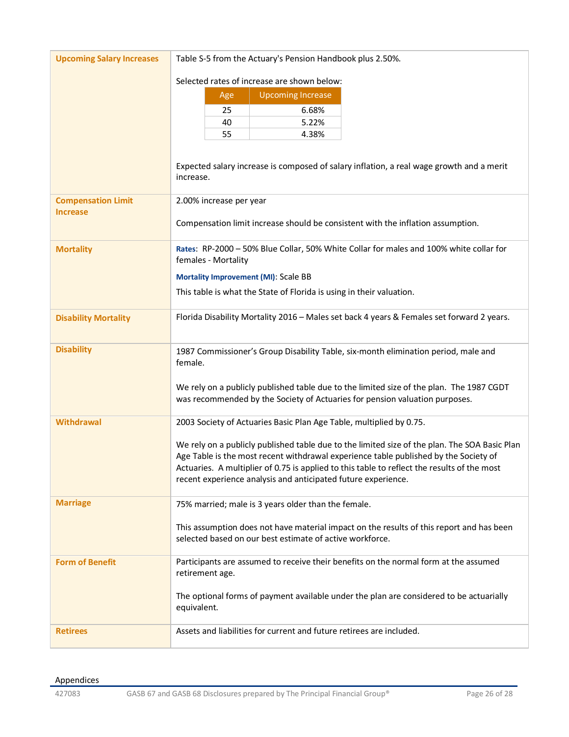| | |
|---|---|
| **Upcoming Salary Increases** | Table S-5 from the Actuary's Pension Handbook plus 2.50%.<br><br>Selected rates of increase are shown below:<br><br>Age: 25 — Upcoming Increase: 6.68%<br>Age: 40 — Upcoming Increase: 5.22%<br>Age: 55 — Upcoming Increase: 4.38%<br><br>Expected salary increase is composed of salary inflation, a real wage growth and a merit increase. |
| **Compensation Limit Increase** | 2.00% increase per year<br><br>Compensation limit increase should be consistent with the inflation assumption. |
| **Mortality** | **Rates**: RP-2000 – 50% Blue Collar, 50% White Collar for males and 100% white collar for females - Mortality<br><br>**Mortality Improvement (MI)**: Scale BB<br><br>This table is what the State of Florida is using in their valuation. |
| **Disability Mortality** | Florida Disability Mortality 2016 – Males set back 4 years & Females set forward 2 years. |
| **Disability** | 1987 Commissioner's Group Disability Table, six-month elimination period, male and female.<br><br>We rely on a publicly published table due to the limited size of the plan. The 1987 CGDT was recommended by the Society of Actuaries for pension valuation purposes. |
| **Withdrawal** | 2003 Society of Actuaries Basic Plan Age Table, multiplied by 0.75.<br><br>We rely on a publicly published table due to the limited size of the plan. The SOA Basic Plan Age Table is the most recent withdrawal experience table published by the Society of Actuaries. A multiplier of 0.75 is applied to this table to reflect the results of the most recent experience analysis and anticipated future experience. |
| **Marriage** | 75% married; male is 3 years older than the female.<br><br>This assumption does not have material impact on the results of this report and has been selected based on our best estimate of active workforce. |
| **Form of Benefit** | Participants are assumed to receive their benefits on the normal form at the assumed retirement age.<br><br>The optional forms of payment available under the plan are considered to be actuarially equivalent. |
| **Retirees** | Assets and liabilities for current and future retirees are included. |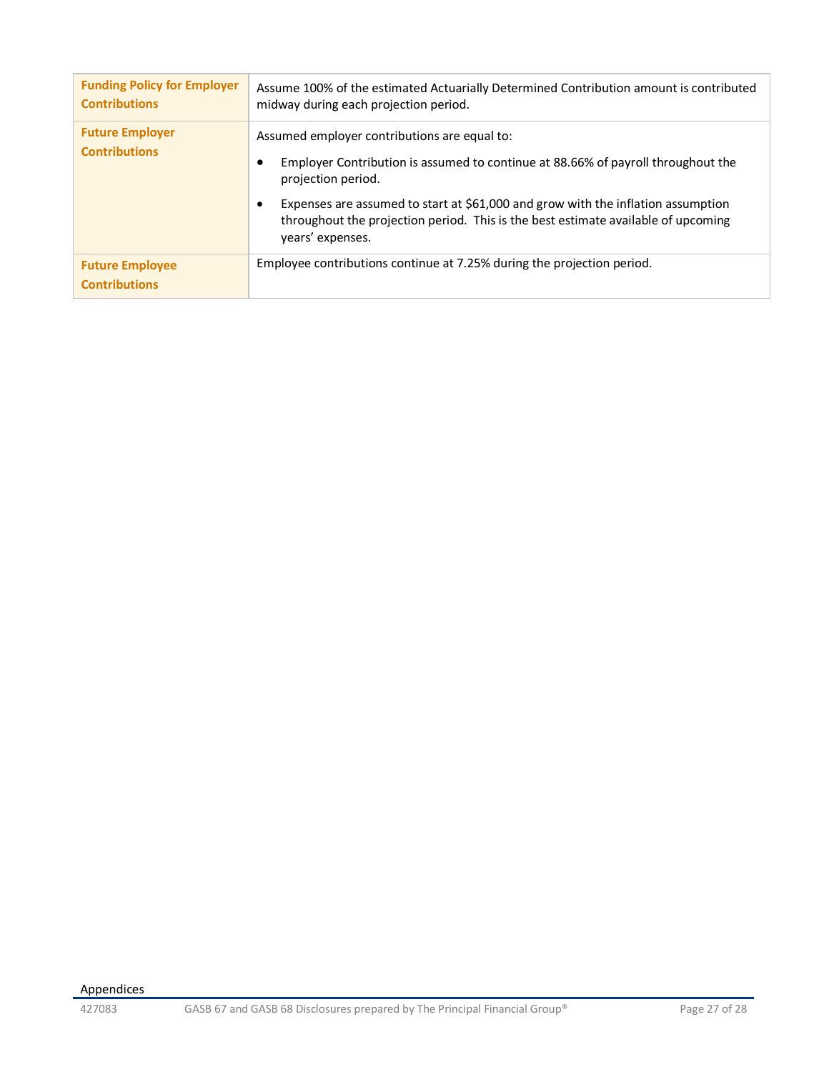| | |
|---|---|
| **Funding Policy for Employer Contributions** | Assume 100% of the estimated Actuarially Determined Contribution amount is contributed midway during each projection period. |
| **Future Employer Contributions** | Assumed employer contributions are equal to:<br>• Employer Contribution is assumed to continue at 88.66% of payroll throughout the projection period.<br>• Expenses are assumed to start at $61,000 and grow with the inflation assumption throughout the projection period. This is the best estimate available of upcoming years' expenses. |
| **Future Employee Contributions** | Employee contributions continue at 7.25% during the projection period. |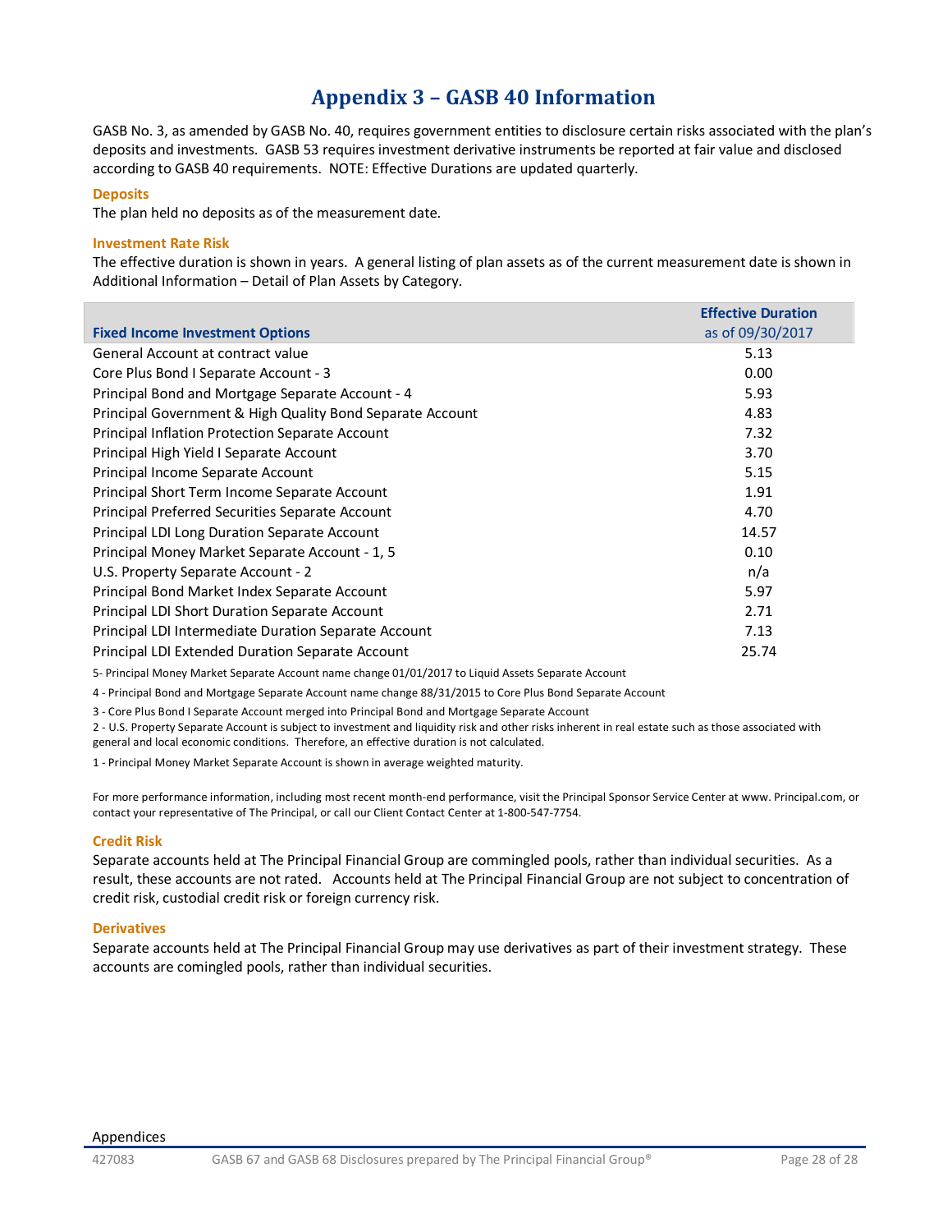# Appendix 3 – GASB 40 Information

GASB No. 3, as amended by GASB No. 40, requires government entities to disclosure certain risks associated with the plan's deposits and investments. GASB 53 requires investment derivative instruments be reported at fair value and disclosed according to GASB 40 requirements. NOTE: Effective Durations are updated quarterly.

### Deposits

The plan held no deposits as of the measurement date.

### Investment Rate Risk

The effective duration is shown in years. A general listing of plan assets as of the current measurement date is shown in Additional Information – Detail of Plan Assets by Category.

| Fixed Income Investment Options | Effective Duration as of 09/30/2017 |
|---|---|
| General Account at contract value | 5.13 |
| Core Plus Bond I Separate Account - 3 | 0.00 |
| Principal Bond and Mortgage Separate Account - 4 | 5.93 |
| Principal Government & High Quality Bond Separate Account | 4.83 |
| Principal Inflation Protection Separate Account | 7.32 |
| Principal High Yield I Separate Account | 3.70 |
| Principal Income Separate Account | 5.15 |
| Principal Short Term Income Separate Account | 1.91 |
| Principal Preferred Securities Separate Account | 4.70 |
| Principal LDI Long Duration Separate Account | 14.57 |
| Principal Money Market Separate Account - 1, 5 | 0.10 |
| U.S. Property Separate Account - 2 | n/a |
| Principal Bond Market Index Separate Account | 5.97 |
| Principal LDI Short Duration Separate Account | 2.71 |
| Principal LDI Intermediate Duration Separate Account | 7.13 |
| Principal LDI Extended Duration Separate Account | 25.74 |

5- Principal Money Market Separate Account name change 01/01/2017 to Liquid Assets Separate Account

4 - Principal Bond and Mortgage Separate Account name change 88/31/2015 to Core Plus Bond Separate Account

3 - Core Plus Bond I Separate Account merged into Principal Bond and Mortgage Separate Account

2 - U.S. Property Separate Account is subject to investment and liquidity risk and other risks inherent in real estate such as those associated with general and local economic conditions. Therefore, an effective duration is not calculated.

1 - Principal Money Market Separate Account is shown in average weighted maturity.

For more performance information, including most recent month-end performance, visit the Principal Sponsor Service Center at www. Principal.com, or contact your representative of The Principal, or call our Client Contact Center at 1-800-547-7754.

### Credit Risk

Separate accounts held at The Principal Financial Group are commingled pools, rather than individual securities. As a result, these accounts are not rated. Accounts held at The Principal Financial Group are not subject to concentration of credit risk, custodial credit risk or foreign currency risk.

### Derivatives

Separate accounts held at The Principal Financial Group may use derivatives as part of their investment strategy. These accounts are comingled pools, rather than individual securities.